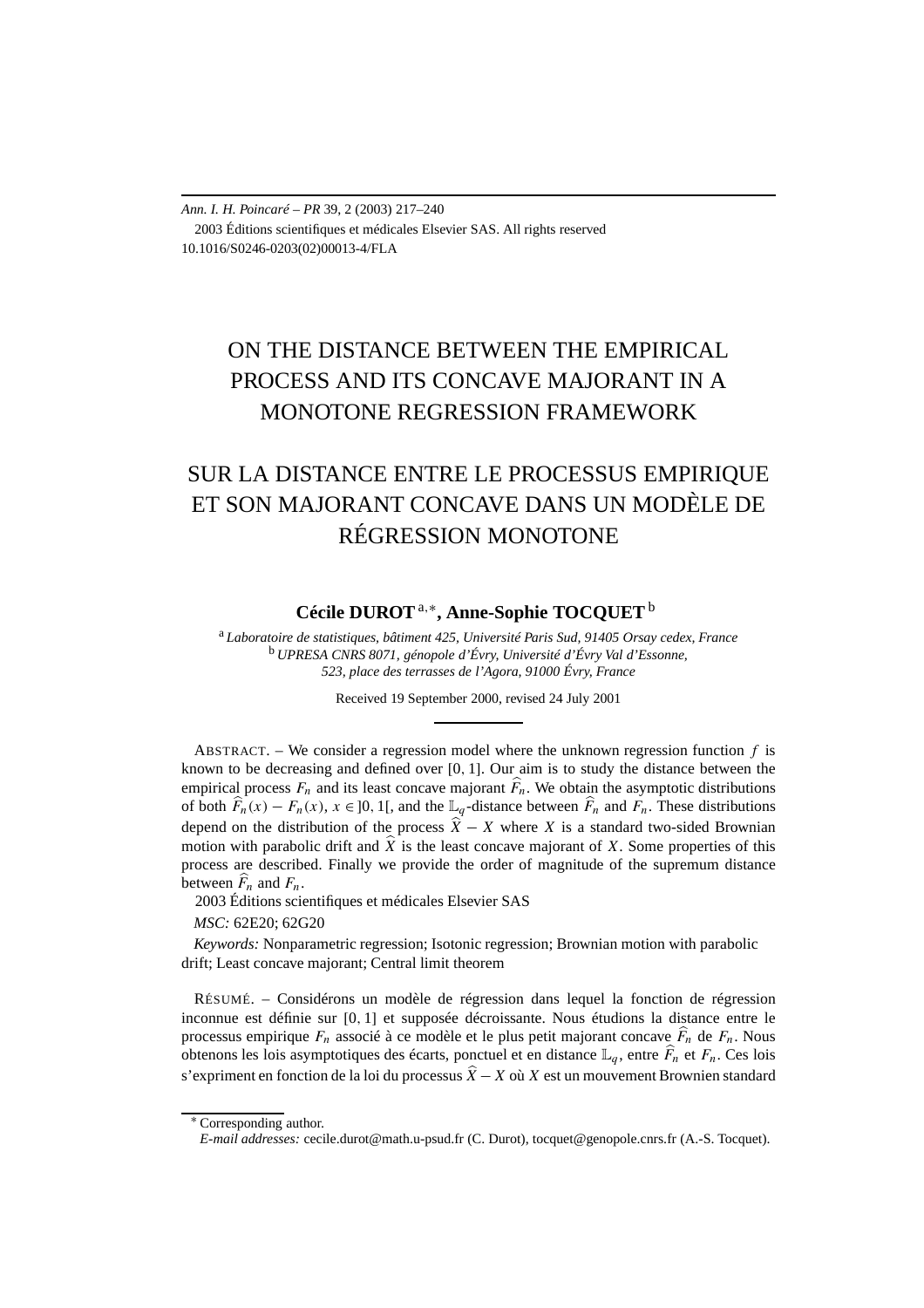Ann. I. H. Poincaré – PR 39, 2 (2003) 217–240

2003 Éditions scientifiques et médicales Elsevier SAS. All rights reserved

10.1016/S0246-0203(02)00013-4/FLA

# ON THE DISTANCE BETWEEN THE EMPIRICAL PROCESS AND ITS CONCAVE MAJORANT IN A MONOTONE REGRESSION FRAMEWORK

# SUR LA DISTANCE ENTRE LE PROCESSUS EMPIRIQUE ET SON MAJORANT CONCAVE DANS UN MODÈLE DE RÉGRESSION MONOTONE

**Cécile DUROT** [a,∗], **Anne-Sophie TOCQUET** [b]

[a] *Laboratoire de statistiques, bâtiment 425, Université Paris Sud, 91405 Orsay cedex, France*

[b] *UPRESA CNRS 8071, génopole d'Évry, Université d'Évry Val d'Essonne, 523, place des terrasses de l'Agora, 91000 Évry, France*

Received 19 September 2000, revised 24 July 2001

ABSTRACT. – We consider a regression model where the unknown regression function $f$ is known to be decreasing and defined over $[0, 1]$. Our aim is to study the distance between the empirical process $F_n$ and its least concave majorant $\widehat{F}_n$. We obtain the asymptotic distributions of both $\widehat{F}_n(x) - F_n(x)$, $x \in ]0, 1[$, and the $\mathbb{L}_q$-distance between $\widehat{F}_n$ and $F_n$. These distributions depend on the distribution of the process $\widehat{X} - X$ where $X$ is a standard two-sided Brownian motion with parabolic drift and $\widehat{X}$ is the least concave majorant of $X$. Some properties of this process are described. Finally we provide the order of magnitude of the supremum distance between $\widehat{F}_n$ and $F_n$.

2003 Éditions scientifiques et médicales Elsevier SAS

*MSC:* 62E20; 62G20

*Keywords:* Nonparametric regression; Isotonic regression; Brownian motion with parabolic drift; Least concave majorant; Central limit theorem

RÉSUMÉ. – Considérons un modèle de régression dans lequel la fonction de régression inconnue est définie sur $[0, 1]$ et supposée décroissante. Nous étudions la distance entre le processus empirique $F_n$ associé à ce modèle et le plus petit majorant concave $\widehat{F}_n$ de $F_n$. Nous obtenons les lois asymptotiques des écarts, ponctuel et en distance $\mathbb{L}_q$, entre $\widehat{F}_n$ et $F_n$. Ces lois s'expriment en fonction de la loi du processus $\widehat{X} - X$ où $X$ est un mouvement Brownien standard

∗ Corresponding author.

*E-mail addresses:* cecile.durot@math.u-psud.fr (C. Durot), tocquet@genopole.cnrs.fr (A.-S. Tocquet).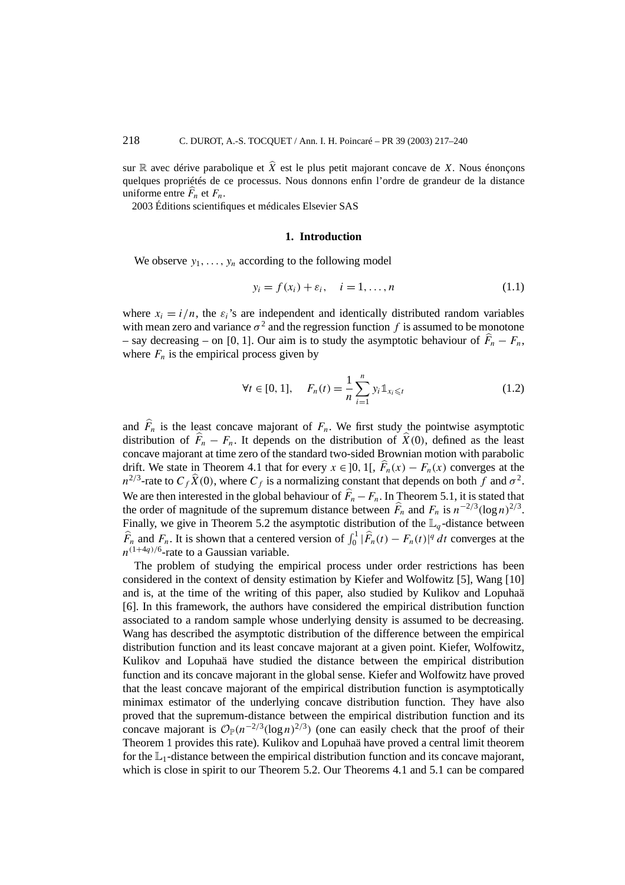sur $\mathbb{R}$ avec dérive parabolique et $\widehat{X}$ est le plus petit majorant concave de $X$. Nous énonçons quelques propriétés de ce processus. Nous donnons enfin l'ordre de grandeur de la distance uniforme entre $\widehat{F}_n$ et $F_n$.

2003 Éditions scientifiques et médicales Elsevier SAS

## 1. Introduction

We observe $y_1, \ldots, y_n$ according to the following model

$$y_i = f(x_i) + \varepsilon_i, \quad i = 1, \ldots, n \tag{1.1}$$

where $x_i = i/n$, the $\varepsilon_i$'s are independent and identically distributed random variables with mean zero and variance $\sigma^2$ and the regression function $f$ is assumed to be monotone – say decreasing – on $[0, 1]$. Our aim is to study the asymptotic behaviour of $\widehat{F}_n - F_n$, where $F_n$ is the empirical process given by

$$\forall t \in [0, 1], \quad F_n(t) = \frac{1}{n} \sum_{i=1}^{n} y_i \mathbb{1}_{x_i \leqslant t} \tag{1.2}$$

and $\widehat{F}_n$ is the least concave majorant of $F_n$. We first study the pointwise asymptotic distribution of $\widehat{F}_n - F_n$. It depends on the distribution of $\widehat{X}(0)$, defined as the least concave majorant at time zero of the standard two-sided Brownian motion with parabolic drift. We state in Theorem 4.1 that for every $x \in ]0, 1[$, $\widehat{F}_n(x) - F_n(x)$ converges at the $n^{2/3}$-rate to $C_f \widehat{X}(0)$, where $C_f$ is a normalizing constant that depends on both $f$ and $\sigma^2$. We are then interested in the global behaviour of $\widehat{F}_n - F_n$. In Theorem 5.1, it is stated that the order of magnitude of the supremum distance between $\widehat{F}_n$ and $F_n$ is $n^{-2/3}(\log n)^{2/3}$. Finally, we give in Theorem 5.2 the asymptotic distribution of the $\mathbb{L}_q$-distance between $\widehat{F}_n$ and $F_n$. It is shown that a centered version of $\int_0^1 |\widehat{F}_n(t) - F_n(t)|^q \, dt$ converges at the $n^{(1+4q)/6}$-rate to a Gaussian variable.

The problem of studying the empirical process under order restrictions has been considered in the context of density estimation by Kiefer and Wolfowitz [5], Wang [10] and is, at the time of the writing of this paper, also studied by Kulikov and Lopuhaä [6]. In this framework, the authors have considered the empirical distribution function associated to a random sample whose underlying density is assumed to be decreasing. Wang has described the asymptotic distribution of the difference between the empirical distribution function and its least concave majorant at a given point. Kiefer, Wolfowitz, Kulikov and Lopuhaä have studied the distance between the empirical distribution function and its concave majorant in the global sense. Kiefer and Wolfowitz have proved that the least concave majorant of the empirical distribution function is asymptotically minimax estimator of the underlying concave distribution function. They have also proved that the supremum-distance between the empirical distribution function and its concave majorant is $\mathcal{O}_{\mathbb{P}}(n^{-2/3}(\log n)^{2/3})$ (one can easily check that the proof of their Theorem 1 provides this rate). Kulikov and Lopuhaä have proved a central limit theorem for the $\mathbb{L}_1$-distance between the empirical distribution function and its concave majorant, which is close in spirit to our Theorem 5.2. Our Theorems 4.1 and 5.1 can be compared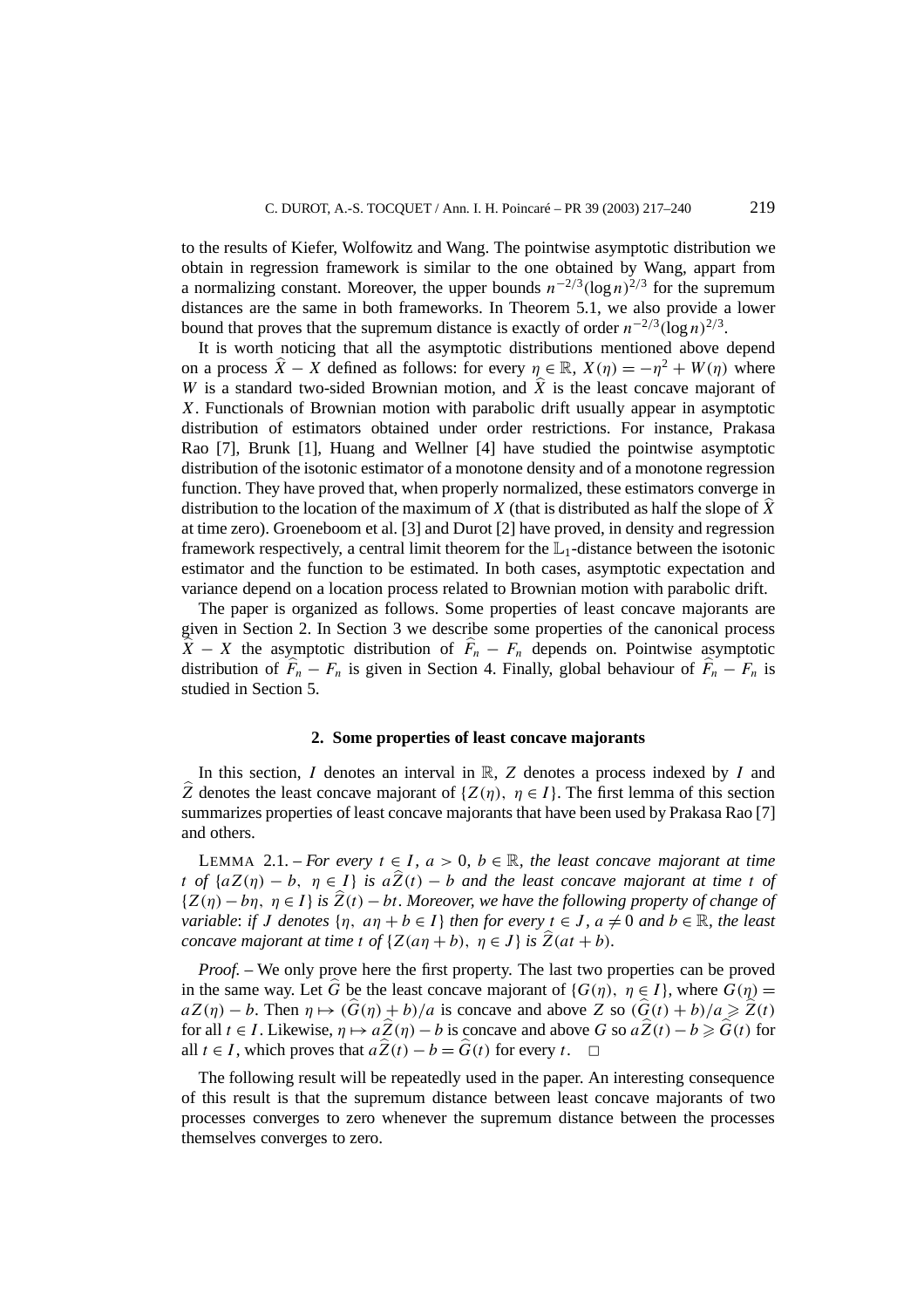to the results of Kiefer, Wolfowitz and Wang. The pointwise asymptotic distribution we obtain in regression framework is similar to the one obtained by Wang, appart from a normalizing constant. Moreover, the upper bounds $n^{-2/3}(\log n)^{2/3}$ for the supremum distances are the same in both frameworks. In Theorem 5.1, we also provide a lower bound that proves that the supremum distance is exactly of order $n^{-2/3}(\log n)^{2/3}$.

It is worth noticing that all the asymptotic distributions mentioned above depend on a process $\widehat{X} - X$ defined as follows: for every $\eta \in \mathbb{R}$, $X(\eta) = -\eta^2 + W(\eta)$ where $W$ is a standard two-sided Brownian motion, and $\widehat{X}$ is the least concave majorant of $X$. Functionals of Brownian motion with parabolic drift usually appear in asymptotic distribution of estimators obtained under order restrictions. For instance, Prakasa Rao [7], Brunk [1], Huang and Wellner [4] have studied the pointwise asymptotic distribution of the isotonic estimator of a monotone density and of a monotone regression function. They have proved that, when properly normalized, these estimators converge in distribution to the location of the maximum of $X$ (that is distributed as half the slope of $\widehat{X}$ at time zero). Groeneboom et al. [3] and Durot [2] have proved, in density and regression framework respectively, a central limit theorem for the $\mathbb{L}_1$-distance between the isotonic estimator and the function to be estimated. In both cases, asymptotic expectation and variance depend on a location process related to Brownian motion with parabolic drift.

The paper is organized as follows. Some properties of least concave majorants are given in Section 2. In Section 3 we describe some properties of the canonical process $\widehat{X} - X$ the asymptotic distribution of $\widehat{F}_n - F_n$ depends on. Pointwise asymptotic distribution of $\widehat{F}_n - F_n$ is given in Section 4. Finally, global behaviour of $\widehat{F}_n - F_n$ is studied in Section 5.

## 2. Some properties of least concave majorants

In this section, $I$ denotes an interval in $\mathbb{R}$, $Z$ denotes a process indexed by $I$ and $\widehat{Z}$ denotes the least concave majorant of $\{Z(\eta),\ \eta \in I\}$. The first lemma of this section summarizes properties of least concave majorants that have been used by Prakasa Rao [7] and others.

LEMMA 2.1. – *For every $t \in I$, $a > 0$, $b \in \mathbb{R}$, the least concave majorant at time $t$ of $\{aZ(\eta) - b,\ \eta \in I\}$ is $a\widehat{Z}(t) - b$ and the least concave majorant at time $t$ of $\{Z(\eta) - b\eta,\ \eta \in I\}$ is $\widehat{Z}(t) - bt$. Moreover, we have the following property of change of variable: if $J$ denotes $\{\eta,\ a\eta + b \in I\}$ then for every $t \in J$, $a \neq 0$ and $b \in \mathbb{R}$, the least concave majorant at time $t$ of $\{Z(a\eta + b),\ \eta \in J\}$ is $\widehat{Z}(at + b)$.*

*Proof.* – We only prove here the first property. The last two properties can be proved in the same way. Let $\widehat{G}$ be the least concave majorant of $\{G(\eta),\ \eta \in I\}$, where $G(\eta) = aZ(\eta) - b$. Then $\eta \mapsto (\widehat{G}(\eta) + b)/a$ is concave and above $Z$ so $(\widehat{G}(t) + b)/a \geqslant \widehat{Z}(t)$ for all $t \in I$. Likewise, $\eta \mapsto a\widehat{Z}(\eta) - b$ is concave and above $G$ so $a\widehat{Z}(t) - b \geqslant \widehat{G}(t)$ for all $t \in I$, which proves that $a\widehat{Z}(t) - b = \widehat{G}(t)$ for every $t$. □

The following result will be repeatedly used in the paper. An interesting consequence of this result is that the supremum distance between least concave majorants of two processes converges to zero whenever the supremum distance between the processes themselves converges to zero.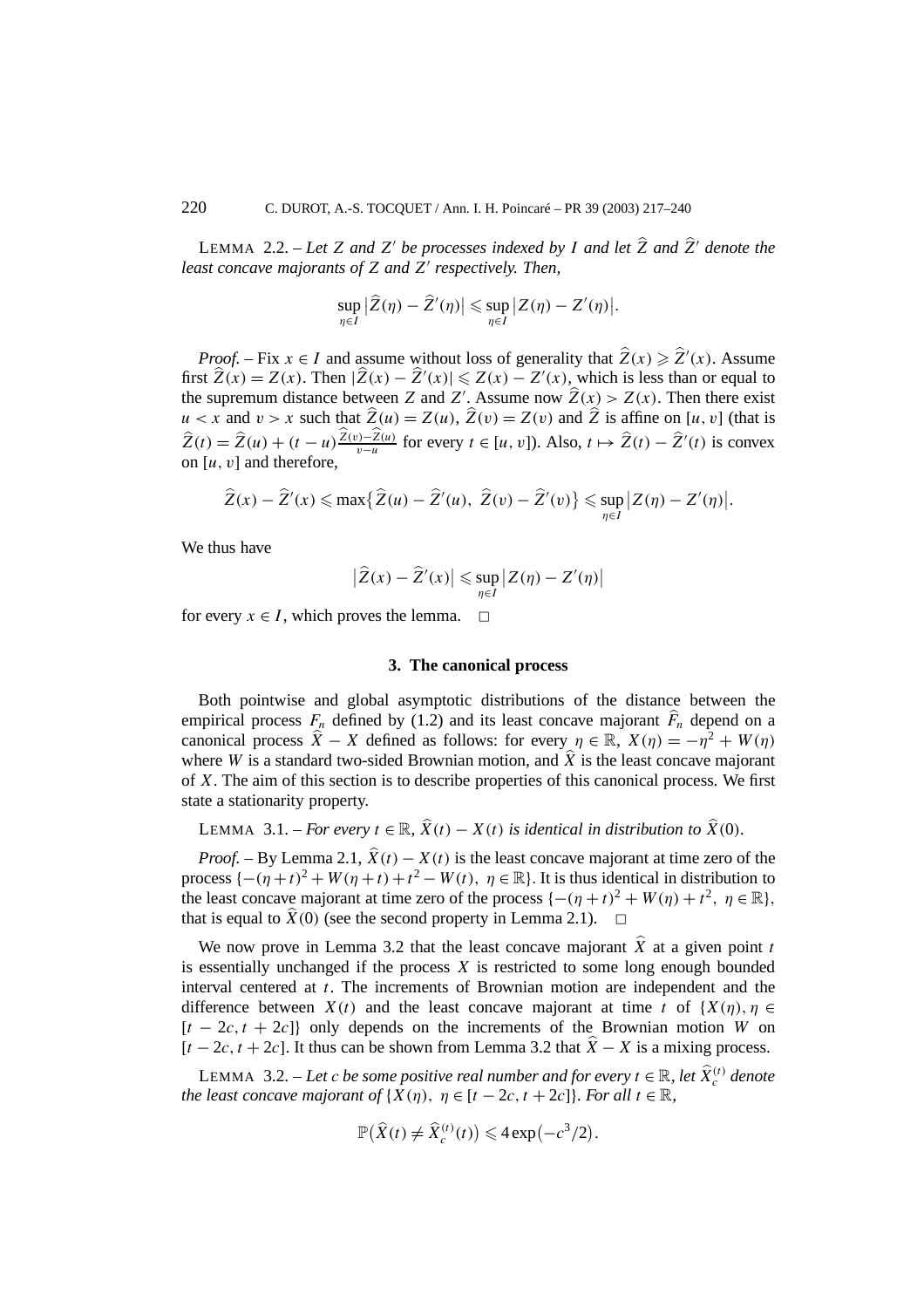LEMMA 2.2. – *Let $Z$ and $Z'$ be processes indexed by $I$ and let $\widehat{Z}$ and $\widehat{Z}'$ denote the least concave majorants of $Z$ and $Z'$ respectively. Then,*

$$\sup_{\eta\in I}\left|\widehat{Z}(\eta)-\widehat{Z}'(\eta)\right| \leqslant \sup_{\eta\in I}\left|Z(\eta)-Z'(\eta)\right|.$$

*Proof.* – Fix $x \in I$ and assume without loss of generality that $\widehat{Z}(x) \geqslant \widehat{Z}'(x)$. Assume first $\widehat{Z}(x) = Z(x)$. Then $|\widehat{Z}(x) - \widehat{Z}'(x)| \leqslant Z(x) - Z'(x)$, which is less than or equal to the supremum distance between $Z$ and $Z'$. Assume now $\widehat{Z}(x) > Z(x)$. Then there exist $u < x$ and $v > x$ such that $\widehat{Z}(u) = Z(u)$, $\widehat{Z}(v) = Z(v)$ and $\widehat{Z}$ is affine on $[u, v]$ (that is $\widehat{Z}(t) = \widehat{Z}(u) + (t-u)\frac{\widehat{Z}(v)-\widehat{Z}(u)}{v-u}$ for every $t \in [u, v]$). Also, $t \mapsto \widehat{Z}(t) - \widehat{Z}'(t)$ is convex on $[u, v]$ and therefore,

$$\widehat{Z}(x)-\widehat{Z}'(x) \leqslant \max\left\{\widehat{Z}(u)-\widehat{Z}'(u),\ \widehat{Z}(v)-\widehat{Z}'(v)\right\} \leqslant \sup_{\eta\in I}\left|Z(\eta)-Z'(\eta)\right|.$$

We thus have

$$\left|\widehat{Z}(x)-\widehat{Z}'(x)\right| \leqslant \sup_{\eta\in I}\left|Z(\eta)-Z'(\eta)\right|$$

for every $x \in I$, which proves the lemma. □

## 3. The canonical process

Both pointwise and global asymptotic distributions of the distance between the empirical process $F_n$ defined by (1.2) and its least concave majorant $\widehat{F}_n$ depend on a canonical process $\widehat{X} - X$ defined as follows: for every $\eta \in \mathbb{R}$, $X(\eta) = -\eta^2 + W(\eta)$ where $W$ is a standard two-sided Brownian motion, and $\widehat{X}$ is the least concave majorant of $X$. The aim of this section is to describe properties of this canonical process. We first state a stationarity property.

LEMMA 3.1. – *For every $t \in \mathbb{R}$, $\widehat{X}(t) - X(t)$ is identical in distribution to $\widehat{X}(0)$.*

*Proof.* – By Lemma 2.1, $\widehat{X}(t) - X(t)$ is the least concave majorant at time zero of the process $\{-(\eta+t)^2 + W(\eta+t) + t^2 - W(t),\ \eta \in \mathbb{R}\}$. It is thus identical in distribution to the least concave majorant at time zero of the process $\{-(\eta+t)^2 + W(\eta) + t^2,\ \eta \in \mathbb{R}\}$, that is equal to $\widehat{X}(0)$ (see the second property in Lemma 2.1). □

We now prove in Lemma 3.2 that the least concave majorant $\widehat{X}$ at a given point $t$ is essentially unchanged if the process $X$ is restricted to some long enough bounded interval centered at $t$. The increments of Brownian motion are independent and the difference between $X(t)$ and the least concave majorant at time $t$ of $\{X(\eta), \eta \in [t-2c, t+2c]\}$ only depends on the increments of the Brownian motion $W$ on $[t-2c, t+2c]$. It thus can be shown from Lemma 3.2 that $\widehat{X} - X$ is a mixing process.

LEMMA 3.2. – *Let $c$ be some positive real number and for every $t \in \mathbb{R}$, let $\widehat{X}_c^{(t)}$ denote the least concave majorant of $\{X(\eta),\ \eta \in [t-2c, t+2c]\}$. For all $t \in \mathbb{R}$,*

$$\mathbb{P}\left(\widehat{X}(t) \neq \widehat{X}_c^{(t)}(t)\right) \leqslant 4\exp\left(-c^3/2\right).$$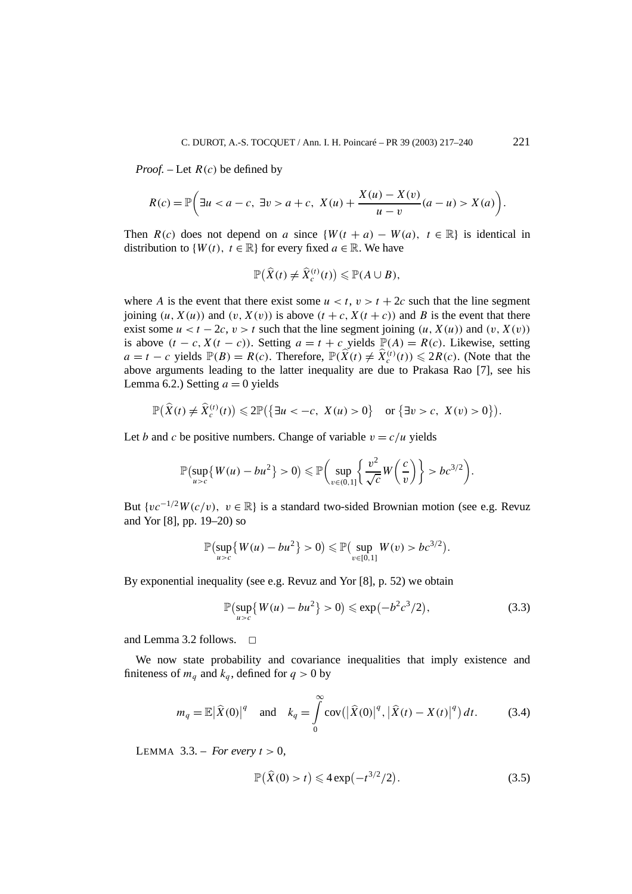*Proof.* – Let $R(c)$ be defined by

$$R(c) = \mathbb{P}\left(\exists u < a - c,\ \exists v > a + c,\ X(u) + \frac{X(u) - X(v)}{u - v}(a - u) > X(a)\right).$$

Then $R(c)$ does not depend on $a$ since $\{W(t + a) - W(a),\ t \in \mathbb{R}\}$ is identical in distribution to $\{W(t),\ t \in \mathbb{R}\}$ for every fixed $a \in \mathbb{R}$. We have

$$\mathbb{P}\big(\widehat{X}(t) \neq \widehat{X}_c^{(t)}(t)\big) \leqslant \mathbb{P}(A \cup B),$$

where $A$ is the event that there exist some $u < t$, $v > t + 2c$ such that the line segment joining $(u, X(u))$ and $(v, X(v))$ is above $(t + c, X(t + c))$ and $B$ is the event that there exist some $u < t - 2c$, $v > t$ such that the line segment joining $(u, X(u))$ and $(v, X(v))$ is above $(t - c, X(t - c))$. Setting $a = t + c$ yields $\mathbb{P}(A) = R(c)$. Likewise, setting $a = t - c$ yields $\mathbb{P}(B) = R(c)$. Therefore, $\mathbb{P}(\widehat{X}(t) \neq \widehat{X}_c^{(t)}(t)) \leqslant 2R(c)$. (Note that the above arguments leading to the latter inequality are due to Prakasa Rao [7], see his Lemma 6.2.) Setting $a = 0$ yields

$$\mathbb{P}\big(\widehat{X}(t) \neq \widehat{X}_c^{(t)}(t)\big) \leqslant 2\mathbb{P}\big(\{\exists u < -c,\ X(u) > 0\} \quad \text{or } \{\exists v > c,\ X(v) > 0\}\big).$$

Let $b$ and $c$ be positive numbers. Change of variable $v = c/u$ yields

$$\mathbb{P}\big(\sup_{u > c}\{W(u) - bu^2\} > 0\big) \leqslant \mathbb{P}\left(\sup_{v \in (0,1]}\left\{\frac{v^2}{\sqrt{c}}W\left(\frac{c}{v}\right)\right\} > bc^{3/2}\right).$$

But $\{vc^{-1/2}W(c/v),\ v \in \mathbb{R}\}$ is a standard two-sided Brownian motion (see e.g. Revuz and Yor [8], pp. 19–20) so

$$\mathbb{P}\big(\sup_{u > c}\{W(u) - bu^2\} > 0\big) \leqslant \mathbb{P}\big(\sup_{v \in [0,1]} W(v) > bc^{3/2}\big).$$

By exponential inequality (see e.g. Revuz and Yor [8], p. 52) we obtain

$$\mathbb{P}\big(\sup_{u > c}\{W(u) - bu^2\} > 0\big) \leqslant \exp\big(-b^2c^3/2\big), \tag{3.3}$$

and Lemma 3.2 follows. □

We now state probability and covariance inequalities that imply existence and finiteness of $m_q$ and $k_q$, defined for $q > 0$ by

$$m_q = \mathbb{E}\big|\widehat{X}(0)\big|^q \quad \text{and} \quad k_q = \int_0^\infty \operatorname{cov}\big(\big|\widehat{X}(0)\big|^q, \big|\widehat{X}(t) - X(t)\big|^q\big)\,dt. \tag{3.4}$$

LEMMA 3.3. – *For every $t > 0$,*

$$\mathbb{P}\big(\widehat{X}(0) > t\big) \leqslant 4\exp\big(-t^{3/2}/2\big). \tag{3.5}$$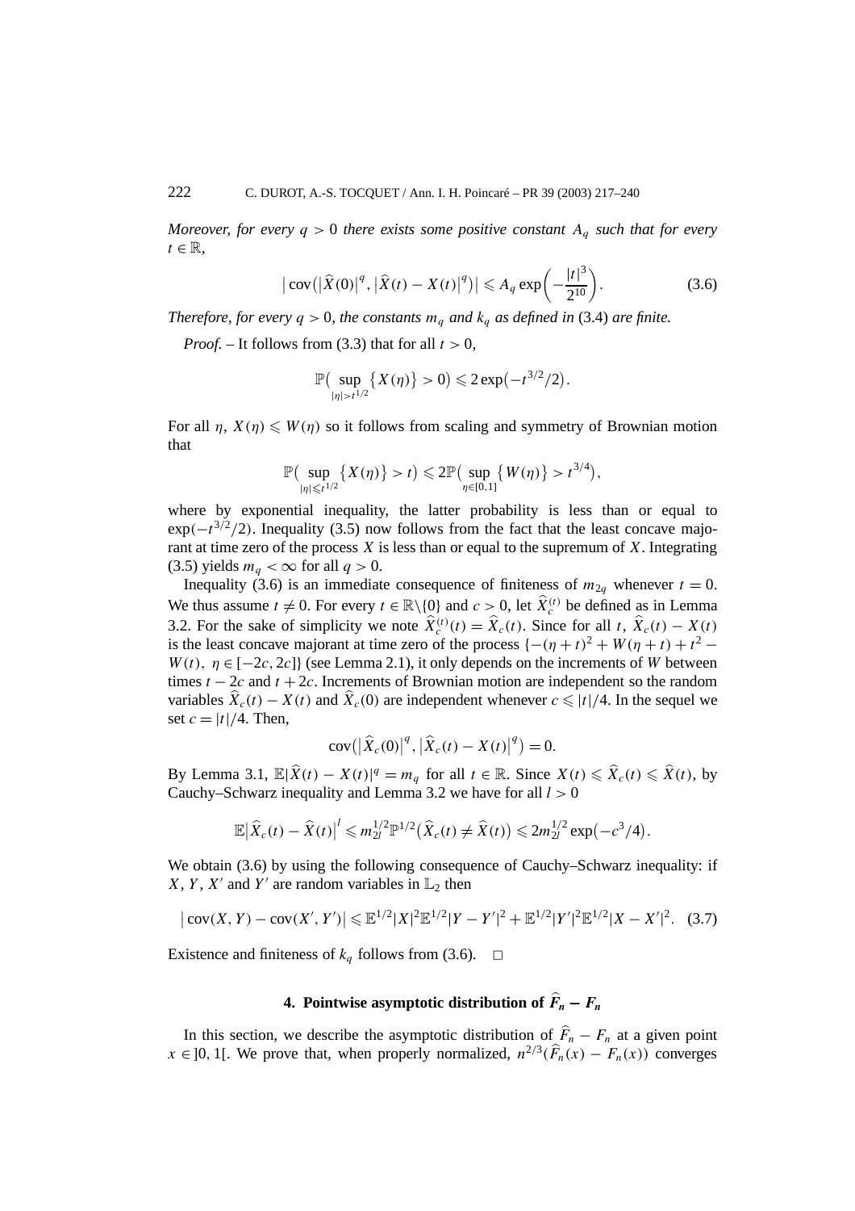*Moreover, for every $q > 0$ there exists some positive constant $A_q$ such that for every $t \in \mathbb{R}$,*

$$\left|\operatorname{cov}\left(\left|\widehat{X}(0)\right|^q, \left|\widehat{X}(t) - X(t)\right|^q\right)\right| \leqslant A_q \exp\left(-\frac{|t|^3}{2^{10}}\right). \tag{3.6}$$

*Therefore, for every $q > 0$, the constants $m_q$ and $k_q$ as defined in* (3.4) *are finite.*

*Proof.* – It follows from (3.3) that for all $t > 0$,

$$\mathbb{P}\left(\sup_{|\eta| > t^{1/2}} \{X(\eta)\} > 0\right) \leqslant 2\exp\left(-t^{3/2}/2\right).$$

For all $\eta$, $X(\eta) \leqslant W(\eta)$ so it follows from scaling and symmetry of Brownian motion that

$$\mathbb{P}\left(\sup_{|\eta| \leqslant t^{1/2}} \{X(\eta)\} > t\right) \leqslant 2\mathbb{P}\left(\sup_{\eta \in [0,1]} \{W(\eta)\} > t^{3/4}\right),$$

where by exponential inequality, the latter probability is less than or equal to $\exp(-t^{3/2}/2)$. Inequality (3.5) now follows from the fact that the least concave majorant at time zero of the process $X$ is less than or equal to the supremum of $X$. Integrating (3.5) yields $m_q < \infty$ for all $q > 0$.

Inequality (3.6) is an immediate consequence of finiteness of $m_{2q}$ whenever $t = 0$. We thus assume $t \neq 0$. For every $t \in \mathbb{R}\backslash\{0\}$ and $c > 0$, let $\widehat{X}_c^{(t)}$ be defined as in Lemma 3.2. For the sake of simplicity we note $\widehat{X}_c^{(t)}(t) = \widehat{X}_c(t)$. Since for all $t$, $\widehat{X}_c(t) - X(t)$ is the least concave majorant at time zero of the process $\{-(\eta + t)^2 + W(\eta + t) + t^2 - W(t),\ \eta \in [-2c, 2c]\}$ (see Lemma 2.1), it only depends on the increments of $W$ between times $t - 2c$ and $t + 2c$. Increments of Brownian motion are independent so the random variables $\widehat{X}_c(t) - X(t)$ and $\widehat{X}_c(0)$ are independent whenever $c \leqslant |t|/4$. In the sequel we set $c = |t|/4$. Then,

$$\operatorname{cov}\left(\left|\widehat{X}_c(0)\right|^q, \left|\widehat{X}_c(t) - X(t)\right|^q\right) = 0.$$

By Lemma 3.1, $\mathbb{E}|\widehat{X}(t) - X(t)|^q = m_q$ for all $t \in \mathbb{R}$. Since $X(t) \leqslant \widehat{X}_c(t) \leqslant \widehat{X}(t)$, by Cauchy–Schwarz inequality and Lemma 3.2 we have for all $l > 0$

$$\mathbb{E}\left|\widehat{X}_c(t) - \widehat{X}(t)\right|^l \leqslant m_{2l}^{1/2}\mathbb{P}^{1/2}\left(\widehat{X}_c(t) \neq \widehat{X}(t)\right) \leqslant 2m_{2l}^{1/2}\exp\left(-c^3/4\right).$$

We obtain (3.6) by using the following consequence of Cauchy–Schwarz inequality: if $X$, $Y$, $X'$ and $Y'$ are random variables in $\mathbb{L}_2$ then

$$\left|\operatorname{cov}(X, Y) - \operatorname{cov}(X', Y')\right| \leqslant \mathbb{E}^{1/2}|X|^2\mathbb{E}^{1/2}|Y - Y'|^2 + \mathbb{E}^{1/2}|Y'|^2\mathbb{E}^{1/2}|X - X'|^2. \tag{3.7}$$

Existence and finiteness of $k_q$ follows from (3.6). □

## 4. Pointwise asymptotic distribution of $\widehat{F}_n - F_n$

In this section, we describe the asymptotic distribution of $\widehat{F}_n - F_n$ at a given point $x \in ]0, 1[$. We prove that, when properly normalized, $n^{2/3}(\widehat{F}_n(x) - F_n(x))$ converges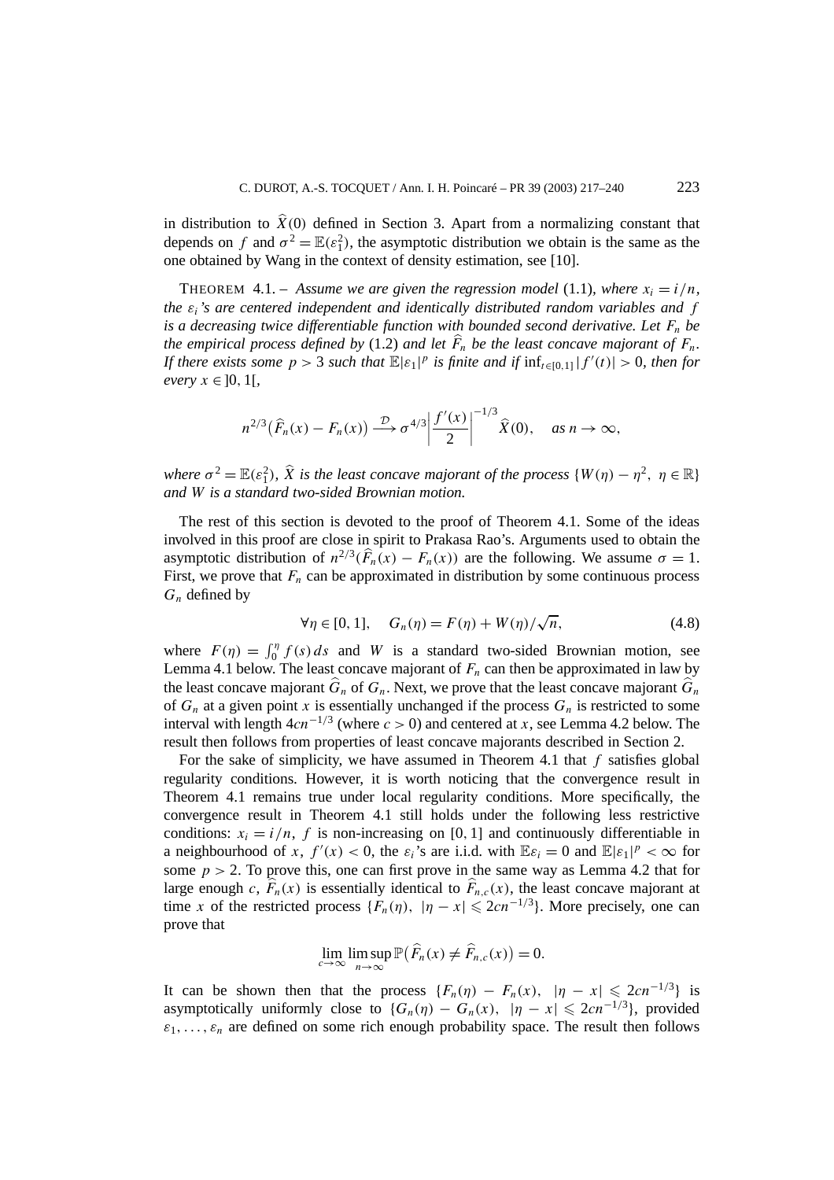in distribution to $\widehat{X}(0)$ defined in Section 3. Apart from a normalizing constant that depends on $f$ and $\sigma^2 = \mathbb{E}(\varepsilon_1^2)$, the asymptotic distribution we obtain is the same as the one obtained by Wang in the context of density estimation, see [10].

THEOREM 4.1. – *Assume we are given the regression model* (1.1)*, where $x_i = i/n$, the $\varepsilon_i$'s are centered independent and identically distributed random variables and $f$ is a decreasing twice differentiable function with bounded second derivative. Let $F_n$ be the empirical process defined by* (1.2) *and let $\widehat{F}_n$ be the least concave majorant of $F_n$. If there exists some $p > 3$ such that $\mathbb{E}|\varepsilon_1|^p$ is finite and if $\inf_{t\in[0,1]} |f'(t)| > 0$, then for every $x \in ]0, 1[$,*

$$n^{2/3}\big(\widehat{F}_n(x) - F_n(x)\big) \xrightarrow{\mathcal{D}} \sigma^{4/3}\left|\frac{f'(x)}{2}\right|^{-1/3} \widehat{X}(0), \quad \text{as } n \to \infty,$$

*where $\sigma^2 = \mathbb{E}(\varepsilon_1^2)$, $\widehat{X}$ is the least concave majorant of the process $\{W(\eta) - \eta^2,\ \eta \in \mathbb{R}\}$ and $W$ is a standard two-sided Brownian motion.*

The rest of this section is devoted to the proof of Theorem 4.1. Some of the ideas involved in this proof are close in spirit to Prakasa Rao's. Arguments used to obtain the asymptotic distribution of $n^{2/3}(\widehat{F}_n(x) - F_n(x))$ are the following. We assume $\sigma = 1$. First, we prove that $F_n$ can be approximated in distribution by some continuous process $G_n$ defined by

$$\forall \eta \in [0, 1], \quad G_n(\eta) = F(\eta) + W(\eta)/\sqrt{n}, \tag{4.8}$$

where $F(\eta) = \int_0^\eta f(s)\,ds$ and $W$ is a standard two-sided Brownian motion, see Lemma 4.1 below. The least concave majorant of $F_n$ can then be approximated in law by the least concave majorant $\widehat{G}_n$ of $G_n$. Next, we prove that the least concave majorant $\widehat{G}_n$ of $G_n$ at a given point $x$ is essentially unchanged if the process $G_n$ is restricted to some interval with length $4cn^{-1/3}$ (where $c > 0$) and centered at $x$, see Lemma 4.2 below. The result then follows from properties of least concave majorants described in Section 2.

For the sake of simplicity, we have assumed in Theorem 4.1 that $f$ satisfies global regularity conditions. However, it is worth noticing that the convergence result in Theorem 4.1 remains true under local regularity conditions. More specifically, the convergence result in Theorem 4.1 still holds under the following less restrictive conditions: $x_i = i/n$, $f$ is non-increasing on $[0, 1]$ and continuously differentiable in a neighbourhood of $x$, $f'(x) < 0$, the $\varepsilon_i$'s are i.i.d. with $\mathbb{E}\varepsilon_i = 0$ and $\mathbb{E}|\varepsilon_1|^p < \infty$ for some $p > 2$. To prove this, one can first prove in the same way as Lemma 4.2 that for large enough $c$, $\widehat{F}_n(x)$ is essentially identical to $\widehat{F}_{n,c}(x)$, the least concave majorant at time $x$ of the restricted process $\{F_n(\eta),\ |\eta - x| \leqslant 2cn^{-1/3}\}$. More precisely, one can prove that

$$\lim_{c\to\infty} \limsup_{n\to\infty} \mathbb{P}\big(\widehat{F}_n(x) \neq \widehat{F}_{n,c}(x)\big) = 0.$$

It can be shown then that the process $\{F_n(\eta) - F_n(x),\ |\eta - x| \leqslant 2cn^{-1/3}\}$ is asymptotically uniformly close to $\{G_n(\eta) - G_n(x),\ |\eta - x| \leqslant 2cn^{-1/3}\}$, provided $\varepsilon_1, \ldots, \varepsilon_n$ are defined on some rich enough probability space. The result then follows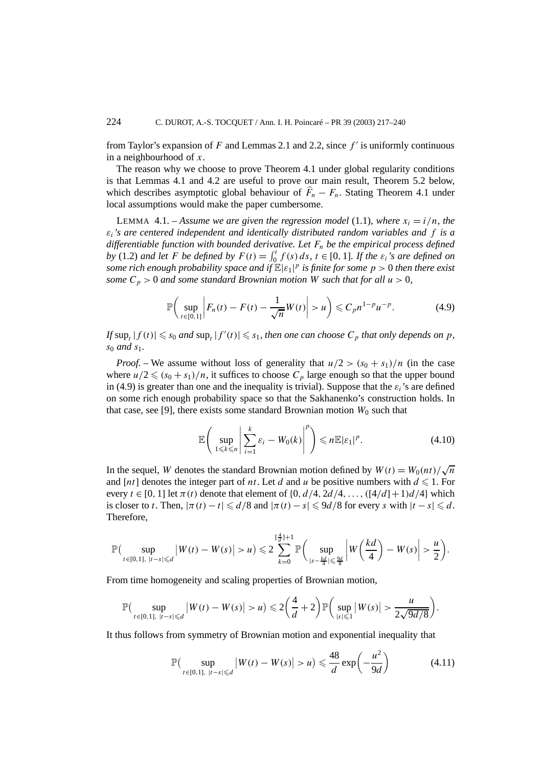from Taylor's expansion of $F$ and Lemmas 2.1 and 2.2, since $f'$ is uniformly continuous in a neighbourhood of $x$.

The reason why we choose to prove Theorem 4.1 under global regularity conditions is that Lemmas 4.1 and 4.2 are useful to prove our main result, Theorem 5.2 below, which describes asymptotic global behaviour of $\widehat{F}_n - F_n$. Stating Theorem 4.1 under local assumptions would make the paper cumbersome.

LEMMA 4.1. – *Assume we are given the regression model* (1.1), *where $x_i = i/n$, the $\varepsilon_i$'s are centered independent and identically distributed random variables and $f$ is a differentiable function with bounded derivative. Let $F_n$ be the empirical process defined by* (1.2) *and let $F$ be defined by $F(t) = \int_0^t f(s)\,ds$, $t \in [0,1]$. If the $\varepsilon_i$'s are defined on some rich enough probability space and if $\mathbb{E}|\varepsilon_1|^p$ is finite for some $p > 0$ then there exist some $C_p > 0$ and some standard Brownian motion $W$ such that for all $u > 0$,*

$$\mathbb{P}\left( \sup_{t\in[0,1]} \left| F_n(t) - F(t) - \frac{1}{\sqrt{n}} W(t) \right| > u \right) \leqslant C_p n^{1-p} u^{-p}. \tag{4.9}$$

*If $\sup_t |f(t)| \leqslant s_0$ and $\sup_t |f'(t)| \leqslant s_1$, then one can choose $C_p$ that only depends on $p$, $s_0$ and $s_1$.*

*Proof.* – We assume without loss of generality that $u/2 > (s_0 + s_1)/n$ (in the case where $u/2 \leqslant (s_0 + s_1)/n$, it suffices to choose $C_p$ large enough so that the upper bound in (4.9) is greater than one and the inequality is trivial). Suppose that the $\varepsilon_i$'s are defined on some rich enough probability space so that the Sakhanenko's construction holds. In that case, see [9], there exists some standard Brownian motion $W_0$ such that

$$\mathbb{E}\left( \sup_{1\leqslant k\leqslant n} \left| \sum_{i=1}^k \varepsilon_i - W_0(k) \right|^p \right) \leqslant n\mathbb{E}|\varepsilon_1|^p. \tag{4.10}$$

In the sequel, $W$ denotes the standard Brownian motion defined by $W(t) = W_0(nt)/\sqrt{n}$ and $[nt]$ denotes the integer part of $nt$. Let $d$ and $u$ be positive numbers with $d \leqslant 1$. For every $t \in [0,1]$ let $\pi(t)$ denote that element of $\{0, d/4, 2d/4, \ldots, ([4/d]+1)d/4\}$ which is closer to $t$. Then, $|\pi(t) - t| \leqslant d/8$ and $|\pi(t) - s| \leqslant 9d/8$ for every $s$ with $|t - s| \leqslant d$. Therefore,

$$\mathbb{P}\big( \sup_{t\in[0,1],\ |t-s|\leqslant d} \big|W(t) - W(s)\big| > u \big) \leqslant 2 \sum_{k=0}^{[\frac{4}{d}]+1} \mathbb{P}\left( \sup_{|s-\frac{kd}{4}|\leqslant \frac{9d}{8}} \left| W\left(\frac{kd}{4}\right) - W(s) \right| > \frac{u}{2} \right).$$

From time homogeneity and scaling properties of Brownian motion,

$$\mathbb{P}\big( \sup_{t\in[0,1],\ |t-s|\leqslant d} \big|W(t) - W(s)\big| > u \big) \leqslant 2\left(\frac{4}{d} + 2\right) \mathbb{P}\left( \sup_{|s|\leqslant 1} \big|W(s)\big| > \frac{u}{2\sqrt{9d/8}} \right).$$

It thus follows from symmetry of Brownian motion and exponential inequality that

$$\mathbb{P}\big( \sup_{t\in[0,1],\ |t-s|\leqslant d} \big|W(t) - W(s)\big| > u \big) \leqslant \frac{48}{d} \exp\left( -\frac{u^2}{9d} \right) \tag{4.11}$$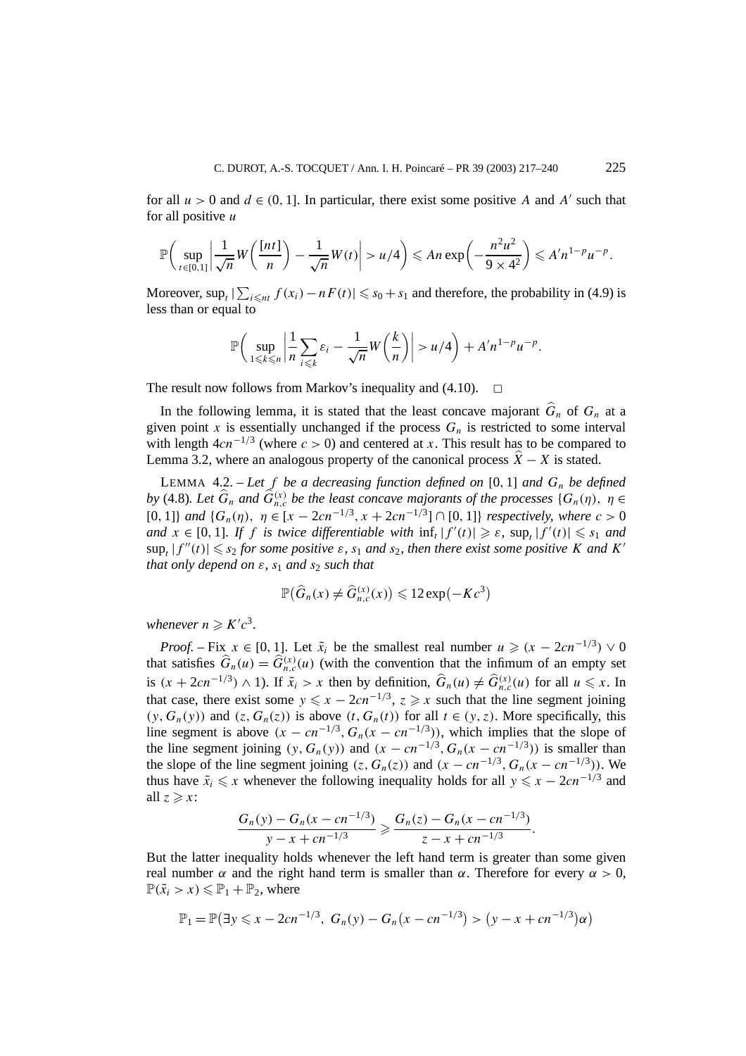for all $u > 0$ and $d \in (0, 1]$. In particular, there exist some positive $A$ and $A'$ such that for all positive $u$

$$\mathbb{P}\left( \sup_{t\in[0,1]} \left| \frac{1}{\sqrt{n}} W\left(\frac{[nt]}{n}\right) - \frac{1}{\sqrt{n}} W(t) \right| > u/4 \right) \leqslant An \exp\left(-\frac{n^2u^2}{9\times 4^2}\right) \leqslant A' n^{1-p} u^{-p}.$$

Moreover, $\sup_t |\sum_{i\leqslant nt} f(x_i) - nF(t)| \leqslant s_0 + s_1$ and therefore, the probability in (4.9) is less than or equal to

$$\mathbb{P}\left( \sup_{1\leqslant k\leqslant n} \left| \frac{1}{n}\sum_{i\leqslant k} \varepsilon_i - \frac{1}{\sqrt{n}} W\left(\frac{k}{n}\right) \right| > u/4 \right) + A' n^{1-p} u^{-p}.$$

The result now follows from Markov's inequality and (4.10). □

In the following lemma, it is stated that the least concave majorant $\widehat{G}_n$ of $G_n$ at a given point $x$ is essentially unchanged if the process $G_n$ is restricted to some interval with length $4cn^{-1/3}$ (where $c > 0$) and centered at $x$. This result has to be compared to Lemma 3.2, where an analogous property of the canonical process $\widehat{X} - X$ is stated.

LEMMA 4.2. – *Let $f$ be a decreasing function defined on $[0, 1]$ and $G_n$ be defined by* (4.8)*. Let $\widehat{G}_n$ and $\widehat{G}^{(x)}_{n,c}$ be the least concave majorants of the processes $\{G_n(\eta),\ \eta \in [0, 1]\}$ and $\{G_n(\eta),\ \eta \in [x - 2cn^{-1/3}, x + 2cn^{-1/3}] \cap [0, 1]\}$ respectively, where $c > 0$ and $x \in [0, 1]$. If $f$ is twice differentiable with $\inf_t |f'(t)| \geqslant \varepsilon$, $\sup_t |f'(t)| \leqslant s_1$ and $\sup_t |f''(t)| \leqslant s_2$ for some positive $\varepsilon$, $s_1$ and $s_2$, then there exist some positive $K$ and $K'$ that only depend on $\varepsilon$, $s_1$ and $s_2$ such that*

$$\mathbb{P}\big(\widehat{G}_n(x) \neq \widehat{G}^{(x)}_{n,c}(x)\big) \leqslant 12\exp\big(-Kc^3\big)$$

*whenever $n \geqslant K'c^3$.*

*Proof.* – Fix $x \in [0, 1]$. Let $\tilde{x}_i$ be the smallest real number $u \geqslant (x - 2cn^{-1/3}) \vee 0$ that satisfies $\widehat{G}_n(u) = \widehat{G}^{(x)}_{n,c}(u)$ (with the convention that the infimum of an empty set is $(x + 2cn^{-1/3}) \wedge 1$). If $\tilde{x}_i > x$ then by definition, $\widehat{G}_n(u) \neq \widehat{G}^{(x)}_{n,c}(u)$ for all $u \leqslant x$. In that case, there exist some $y \leqslant x - 2cn^{-1/3}$, $z \geqslant x$ such that the line segment joining $(y, G_n(y))$ and $(z, G_n(z))$ is above $(t, G_n(t))$ for all $t \in (y, z)$. More specifically, this line segment is above $(x - cn^{-1/3}, G_n(x - cn^{-1/3}))$, which implies that the slope of the line segment joining $(y, G_n(y))$ and $(x - cn^{-1/3}, G_n(x - cn^{-1/3}))$ is smaller than the slope of the line segment joining $(z, G_n(z))$ and $(x - cn^{-1/3}, G_n(x - cn^{-1/3}))$. We thus have $\tilde{x}_i \leqslant x$ whenever the following inequality holds for all $y \leqslant x - 2cn^{-1/3}$ and all $z \geqslant x$:

$$\frac{G_n(y) - G_n(x - cn^{-1/3})}{y - x + cn^{-1/3}} \geqslant \frac{G_n(z) - G_n(x - cn^{-1/3})}{z - x + cn^{-1/3}}.$$

But the latter inequality holds whenever the left hand term is greater than some given real number $\alpha$ and the right hand term is smaller than $\alpha$. Therefore for every $\alpha > 0$, $\mathbb{P}(\tilde{x}_i > x) \leqslant \mathbb{P}_1 + \mathbb{P}_2$, where

$$\mathbb{P}_1 = \mathbb{P}\big(\exists y \leqslant x - 2cn^{-1/3},\ G_n(y) - G_n\big(x - cn^{-1/3}\big) > \big(y - x + cn^{-1/3}\big)\alpha\big)$$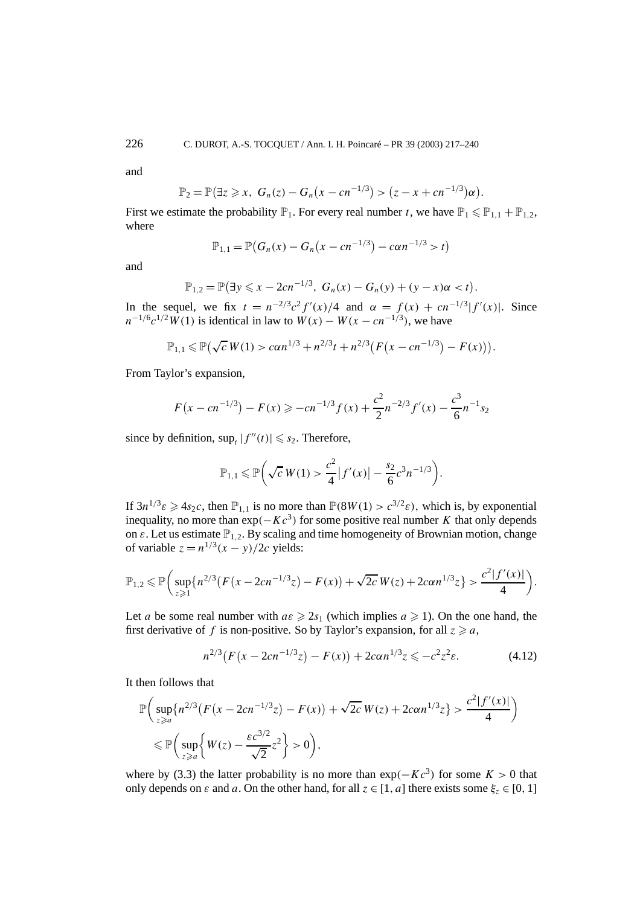and

$$\mathbb{P}_2 = \mathbb{P}\big(\exists z \geqslant x,\ G_n(z) - G_n\big(x - cn^{-1/3}\big) > \big(z - x + cn^{-1/3}\big)\alpha\big).$$

First we estimate the probability $\mathbb{P}_1$. For every real number $t$, we have $\mathbb{P}_1 \leqslant \mathbb{P}_{1,1} + \mathbb{P}_{1,2}$, where

$$\mathbb{P}_{1,1} = \mathbb{P}\big(G_n(x) - G_n\big(x - cn^{-1/3}\big) - c\alpha n^{-1/3} > t\big)$$

and

$$\mathbb{P}_{1,2} = \mathbb{P}\big(\exists y \leqslant x - 2cn^{-1/3},\ G_n(x) - G_n(y) + (y - x)\alpha < t\big).$$

In the sequel, we fix $t = n^{-2/3}c^2 f'(x)/4$ and $\alpha = f(x) + cn^{-1/3}|f'(x)|$. Since $n^{-1/6}c^{1/2}W(1)$ is identical in law to $W(x) - W(x - cn^{-1/3})$, we have

$$\mathbb{P}_{1,1} \leqslant \mathbb{P}\big(\sqrt{c}\,W(1) > c\alpha n^{1/3} + n^{2/3}t + n^{2/3}\big(F\big(x - cn^{-1/3}\big) - F(x)\big)\big).$$

From Taylor's expansion,

$$F\big(x - cn^{-1/3}\big) - F(x) \geqslant -cn^{-1/3}f(x) + \frac{c^2}{2}n^{-2/3}f'(x) - \frac{c^3}{6}n^{-1}s_2$$

since by definition, $\sup_t |f''(t)| \leqslant s_2$. Therefore,

$$\mathbb{P}_{1,1} \leqslant \mathbb{P}\bigg(\sqrt{c}\,W(1) > \frac{c^2}{4}\big|f'(x)\big| - \frac{s_2}{6}c^3 n^{-1/3}\bigg).$$

If $3n^{1/3}\varepsilon \geqslant 4s_2 c$, then $\mathbb{P}_{1,1}$ is no more than $\mathbb{P}(8W(1) > c^{3/2}\varepsilon)$, which is, by exponential inequality, no more than $\exp(-Kc^3)$ for some positive real number $K$ that only depends on $\varepsilon$. Let us estimate $\mathbb{P}_{1,2}$. By scaling and time homogeneity of Brownian motion, change of variable $z = n^{1/3}(x - y)/2c$ yields:

$$\mathbb{P}_{1,2} \leqslant \mathbb{P}\bigg(\sup_{z \geqslant 1}\big\{n^{2/3}\big(F\big(x - 2cn^{-1/3}z\big) - F(x)\big) + \sqrt{2c}\,W(z) + 2c\alpha n^{1/3}z\big\} > \frac{c^2|f'(x)|}{4}\bigg).$$

Let $a$ be some real number with $a\varepsilon \geqslant 2s_1$ (which implies $a \geqslant 1$). On the one hand, the first derivative of $f$ is non-positive. So by Taylor's expansion, for all $z \geqslant a$,

$$n^{2/3}\big(F\big(x - 2cn^{-1/3}z\big) - F(x)\big) + 2c\alpha n^{1/3}z \leqslant -c^2 z^2 \varepsilon. \tag{4.12}$$

It then follows that

$$\begin{aligned}
&\mathbb{P}\bigg(\sup_{z \geqslant a}\big\{n^{2/3}\big(F\big(x - 2cn^{-1/3}z\big) - F(x)\big) + \sqrt{2c}\,W(z) + 2c\alpha n^{1/3}z\big\} > \frac{c^2|f'(x)|}{4}\bigg) \\
&\quad \leqslant \mathbb{P}\bigg(\sup_{z \geqslant a}\bigg\{W(z) - \frac{\varepsilon c^{3/2}}{\sqrt{2}}z^2\bigg\} > 0\bigg),
\end{aligned}$$

where by (3.3) the latter probability is no more than $\exp(-Kc^3)$ for some $K > 0$ that only depends on $\varepsilon$ and $a$. On the other hand, for all $z \in [1, a]$ there exists some $\xi_z \in [0, 1]$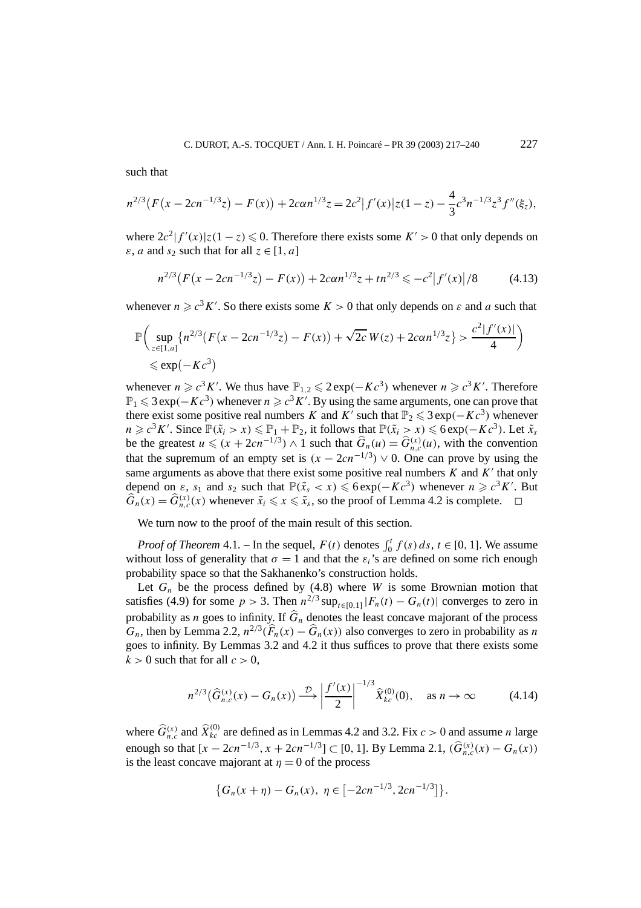such that

$$n^{2/3}\big(F\big(x - 2cn^{-1/3}z\big) - F(x)\big) + 2c\alpha n^{1/3}z = 2c^2\big|f'(x)\big|z(1-z) - \frac{4}{3}c^3 n^{-1/3}z^3 f''(\xi_z),$$

where $2c^2|f'(x)|z(1-z) \leqslant 0$. Therefore there exists some $K' > 0$ that only depends on $\varepsilon$, $a$ and $s_2$ such that for all $z \in [1, a]$

$$n^{2/3}\big(F\big(x - 2cn^{-1/3}z\big) - F(x)\big) + 2c\alpha n^{1/3}z + tn^{2/3} \leqslant -c^2\big|f'(x)\big|/8 \tag{4.13}$$

whenever $n \geqslant c^3 K'$. So there exists some $K > 0$ that only depends on $\varepsilon$ and $a$ such that

$$\mathbb{P}\bigg(\sup_{z\in[1,a]}\big\{n^{2/3}\big(F\big(x - 2cn^{-1/3}z\big) - F(x)\big) + \sqrt{2c}\,W(z) + 2c\alpha n^{1/3}z\big\} > \frac{c^2|f'(x)|}{4}\bigg)$$
$$\leqslant \exp\big(-Kc^3\big)$$

whenever $n \geqslant c^3 K'$. We thus have $\mathbb{P}_{1,2} \leqslant 2\exp(-Kc^3)$ whenever $n \geqslant c^3 K'$. Therefore $\mathbb{P}_1 \leqslant 3\exp(-Kc^3)$ whenever $n \geqslant c^3 K'$. By using the same arguments, one can prove that there exist some positive real numbers $K$ and $K'$ such that $\mathbb{P}_2 \leqslant 3\exp(-Kc^3)$ whenever $n \geqslant c^3 K'$. Since $\mathbb{P}(\tilde{x}_i > x) \leqslant \mathbb{P}_1 + \mathbb{P}_2$, it follows that $\mathbb{P}(\tilde{x}_i > x) \leqslant 6\exp(-Kc^3)$. Let $\tilde{x}_s$ be the greatest $u \leqslant (x + 2cn^{-1/3}) \wedge 1$ such that $\widehat{G}_n(u) = \widehat{G}^{(x)}_{n,c}(u)$, with the convention that the supremum of an empty set is $(x - 2cn^{-1/3}) \vee 0$. One can prove by using the same arguments as above that there exist some positive real numbers $K$ and $K'$ that only depend on $\varepsilon$, $s_1$ and $s_2$ such that $\mathbb{P}(\tilde{x}_s < x) \leqslant 6\exp(-Kc^3)$ whenever $n \geqslant c^3 K'$. But $\widehat{G}_n(x) = \widehat{G}^{(x)}_{n,c}(x)$ whenever $\tilde{x}_i \leqslant x \leqslant \tilde{x}_s$, so the proof of Lemma 4.2 is complete. $\square$

We turn now to the proof of the main result of this section.

*Proof of Theorem* 4.1. – In the sequel, $F(t)$ denotes $\int_0^t f(s)\,ds$, $t \in [0, 1]$. We assume without loss of generality that $\sigma = 1$ and that the $\varepsilon_i$'s are defined on some rich enough probability space so that the Sakhanenko's construction holds.

Let $G_n$ be the process defined by (4.8) where $W$ is some Brownian motion that satisfies (4.9) for some $p > 3$. Then $n^{2/3}\sup_{t\in[0,1]}|F_n(t) - G_n(t)|$ converges to zero in probability as $n$ goes to infinity. If $\widehat{G}_n$ denotes the least concave majorant of the process $G_n$, then by Lemma 2.2, $n^{2/3}(\widehat{F}_n(x) - \widehat{G}_n(x))$ also converges to zero in probability as $n$ goes to infinity. By Lemmas 3.2 and 4.2 it thus suffices to prove that there exists some $k > 0$ such that for all $c > 0$,

$$n^{2/3}\big(\widehat{G}^{(x)}_{n,c}(x) - G_n(x)\big) \xrightarrow{\mathcal{D}} \left|\frac{f'(x)}{2}\right|^{-1/3} \widehat{X}^{(0)}_{kc}(0), \quad \text{as } n \to \infty \tag{4.14}$$

where $\widehat{G}^{(x)}_{n,c}$ and $\widehat{X}^{(0)}_{kc}$ are defined as in Lemmas 4.2 and 3.2. Fix $c > 0$ and assume $n$ large enough so that $[x - 2cn^{-1/3}, x + 2cn^{-1/3}] \subset [0, 1]$. By Lemma 2.1, $(\widehat{G}^{(x)}_{n,c}(x) - G_n(x))$ is the least concave majorant at $\eta = 0$ of the process

$$\big\{G_n(x+\eta) - G_n(x),\ \eta \in \big[-2cn^{-1/3}, 2cn^{-1/3}\big]\big\}.$$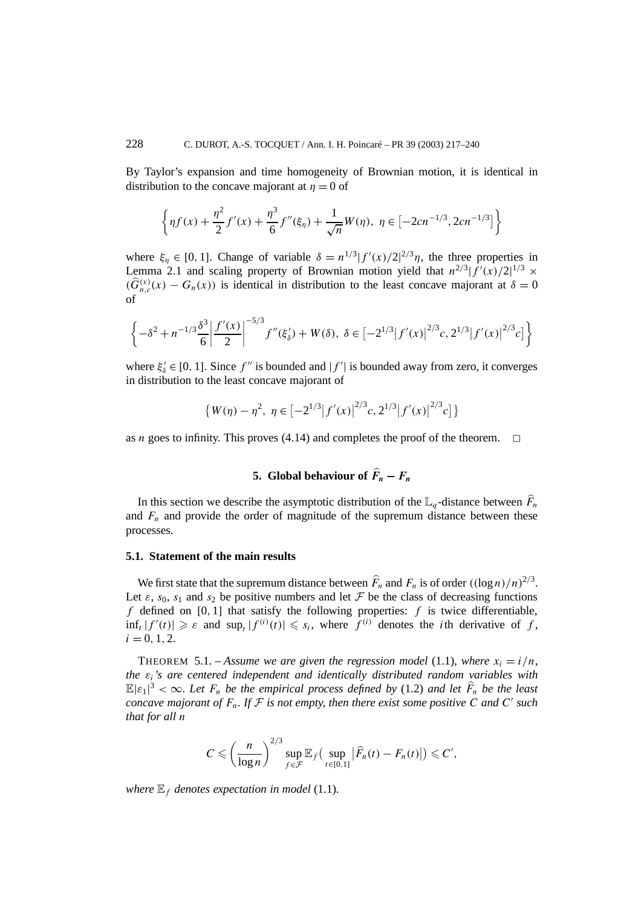By Taylor's expansion and time homogeneity of Brownian motion, it is identical in distribution to the concave majorant at $\eta = 0$ of

$$\left\{ \eta f(x) + \frac{\eta^2}{2} f'(x) + \frac{\eta^3}{6} f''(\xi_\eta) + \frac{1}{\sqrt{n}} W(\eta),\ \eta \in \left[-2cn^{-1/3}, 2cn^{-1/3}\right] \right\}$$

where $\xi_\eta \in [0,1]$. Change of variable $\delta = n^{1/3}|f'(x)/2|^{2/3}\eta$, the three properties in Lemma 2.1 and scaling property of Brownian motion yield that $n^{2/3}|f'(x)/2|^{1/3} \times (\widehat{G}_{n,c}^{(x)}(x) - G_n(x))$ is identical in distribution to the least concave majorant at $\delta = 0$ of

$$\left\{ -\delta^2 + n^{-1/3}\frac{\delta^3}{6}\left|\frac{f'(x)}{2}\right|^{-5/3} f''(\xi'_\delta) + W(\delta),\ \delta \in \left[-2^{1/3}\left|f'(x)\right|^{2/3}c, 2^{1/3}\left|f'(x)\right|^{2/3}c\right] \right\}$$

where $\xi'_\delta \in [0,1]$. Since $f''$ is bounded and $|f'|$ is bounded away from zero, it converges in distribution to the least concave majorant of

$$\left\{ W(\eta) - \eta^2,\ \eta \in \left[-2^{1/3}\left|f'(x)\right|^{2/3}c, 2^{1/3}\left|f'(x)\right|^{2/3}c\right] \right\}$$

as $n$ goes to infinity. This proves (4.14) and completes the proof of the theorem. $\square$

## 5. Global behaviour of $\widehat{F}_n - F_n$

In this section we describe the asymptotic distribution of the $\mathbb{L}_q$-distance between $\widehat{F}_n$ and $F_n$ and provide the order of magnitude of the supremum distance between these processes.

### 5.1. Statement of the main results

We first state that the supremum distance between $\widehat{F}_n$ and $F_n$ is of order $((\log n)/n)^{2/3}$. Let $\varepsilon$, $s_0$, $s_1$ and $s_2$ be positive numbers and let $\mathcal{F}$ be the class of decreasing functions $f$ defined on $[0,1]$ that satisfy the following properties: $f$ is twice differentiable, $\inf_t |f'(t)| \geqslant \varepsilon$ and $\sup_t |f^{(i)}(t)| \leqslant s_i$, where $f^{(i)}$ denotes the $i$th derivative of $f$, $i = 0, 1, 2$.

THEOREM 5.1. – *Assume we are given the regression model* (1.1)*, where $x_i = i/n$, the $\varepsilon_i$'s are centered independent and identically distributed random variables with $\mathbb{E}|\varepsilon_1|^3 < \infty$. Let $F_n$ be the empirical process defined by* (1.2) *and let $\widehat{F}_n$ be the least concave majorant of $F_n$. If $\mathcal{F}$ is not empty, then there exist some positive $C$ and $C'$ such that for all $n$*

$$C \leqslant \left(\frac{n}{\log n}\right)^{2/3} \sup_{f \in \mathcal{F}} \mathbb{E}_f\left(\sup_{t \in [0,1]} \left|\widehat{F}_n(t) - F_n(t)\right|\right) \leqslant C',$$

*where $\mathbb{E}_f$ denotes expectation in model* (1.1)*.*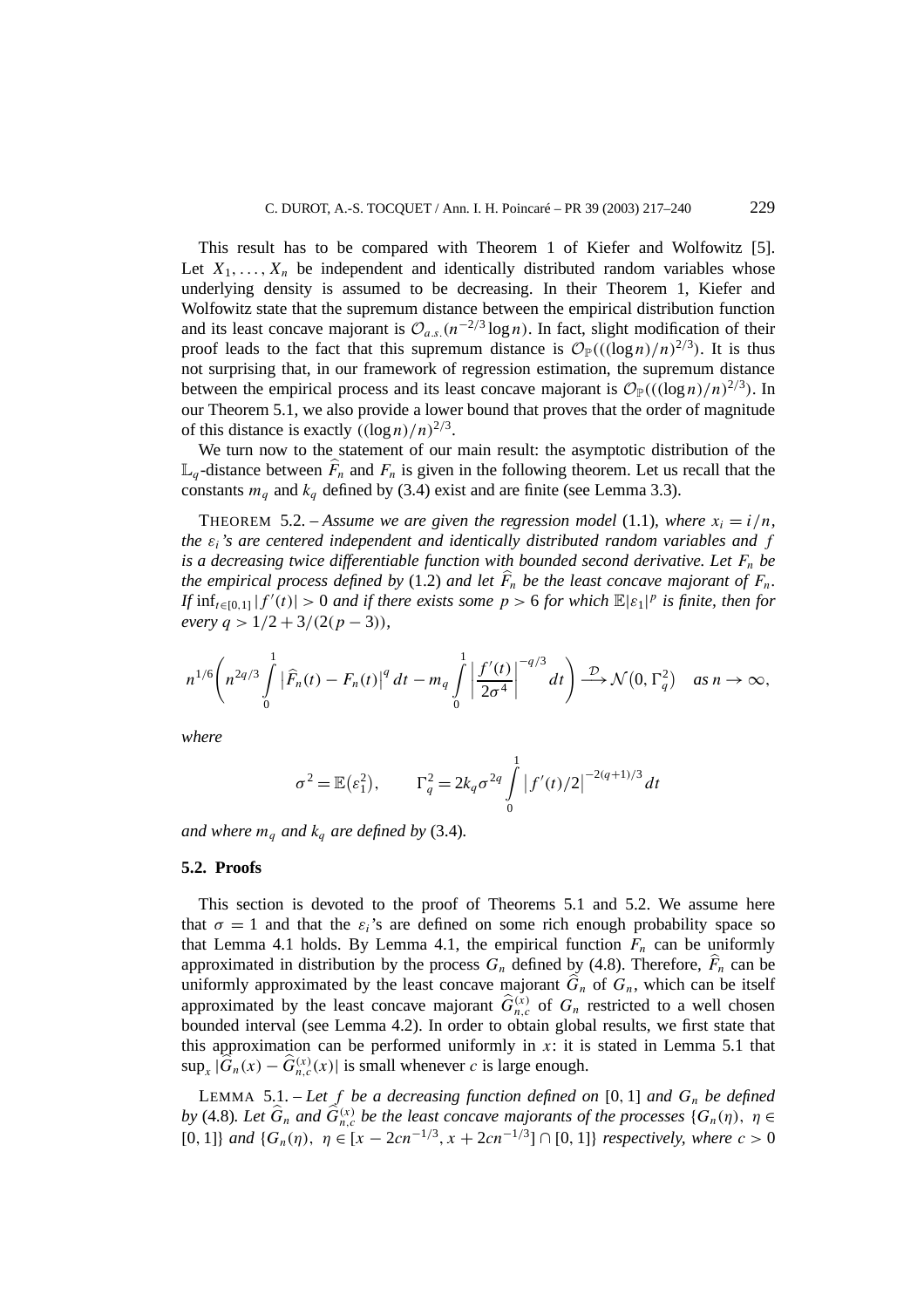This result has to be compared with Theorem 1 of Kiefer and Wolfowitz [5]. Let $X_1, \dots, X_n$ be independent and identically distributed random variables whose underlying density is assumed to be decreasing. In their Theorem 1, Kiefer and Wolfowitz state that the supremum distance between the empirical distribution function and its least concave majorant is $\mathcal{O}_{a.s.}(n^{-2/3}\log n)$. In fact, slight modification of their proof leads to the fact that this supremum distance is $\mathcal{O}_{\mathbb{P}}(((\log n)/n)^{2/3})$. It is thus not surprising that, in our framework of regression estimation, the supremum distance between the empirical process and its least concave majorant is $\mathcal{O}_{\mathbb{P}}(((\log n)/n)^{2/3})$. In our Theorem 5.1, we also provide a lower bound that proves that the order of magnitude of this distance is exactly $((\log n)/n)^{2/3}$.

We turn now to the statement of our main result: the asymptotic distribution of the $\mathbb{L}_q$-distance between $\widehat{F}_n$ and $F_n$ is given in the following theorem. Let us recall that the constants $m_q$ and $k_q$ defined by (3.4) exist and are finite (see Lemma 3.3).

THEOREM 5.2. – *Assume we are given the regression model* (1.1)*, where $x_i = i/n$, the $\varepsilon_i$'s are centered independent and identically distributed random variables and $f$ is a decreasing twice differentiable function with bounded second derivative. Let $F_n$ be the empirical process defined by* (1.2) *and let $\widehat{F}_n$ be the least concave majorant of $F_n$. If $\inf_{t\in[0,1]}|f'(t)| > 0$ and if there exists some $p > 6$ for which $\mathbb{E}|\varepsilon_1|^p$ is finite, then for every $q > 1/2 + 3/(2(p-3))$,*

$$n^{1/6}\left(n^{2q/3}\int_0^1 \left|\widehat{F}_n(t) - F_n(t)\right|^q dt - m_q \int_0^1 \left|\frac{f'(t)}{2\sigma^4}\right|^{-q/3} dt\right) \xrightarrow{\mathcal{D}} \mathcal{N}\left(0, \Gamma_q^2\right) \quad \text{as } n \to \infty,$$

*where*

$$\sigma^2 = \mathbb{E}\left(\varepsilon_1^2\right), \qquad \Gamma_q^2 = 2k_q\sigma^{2q}\int_0^1 \left|f'(t)/2\right|^{-2(q+1)/3} dt$$

*and where $m_q$ and $k_q$ are defined by* (3.4)*.*

### 5.2. Proofs

This section is devoted to the proof of Theorems 5.1 and 5.2. We assume here that $\sigma = 1$ and that the $\varepsilon_i$'s are defined on some rich enough probability space so that Lemma 4.1 holds. By Lemma 4.1, the empirical function $F_n$ can be uniformly approximated in distribution by the process $G_n$ defined by (4.8). Therefore, $\widehat{F}_n$ can be uniformly approximated by the least concave majorant $\widehat{G}_n$ of $G_n$, which can be itself approximated by the least concave majorant $\widehat{G}_{n,c}^{(x)}$ of $G_n$ restricted to a well chosen bounded interval (see Lemma 4.2). In order to obtain global results, we first state that this approximation can be performed uniformly in $x$: it is stated in Lemma 5.1 that $\sup_x |\widehat{G}_n(x) - \widehat{G}_{n,c}^{(x)}(x)|$ is small whenever $c$ is large enough.

LEMMA 5.1. – *Let $f$ be a decreasing function defined on $[0,1]$ and $G_n$ be defined by* (4.8)*. Let $\widehat{G}_n$ and $\widehat{G}_{n,c}^{(x)}$ be the least concave majorants of the processes $\{G_n(\eta),\ \eta \in [0,1]\}$ and $\{G_n(\eta),\ \eta \in [x - 2cn^{-1/3}, x + 2cn^{-1/3}] \cap [0,1]\}$ respectively, where $c > 0$*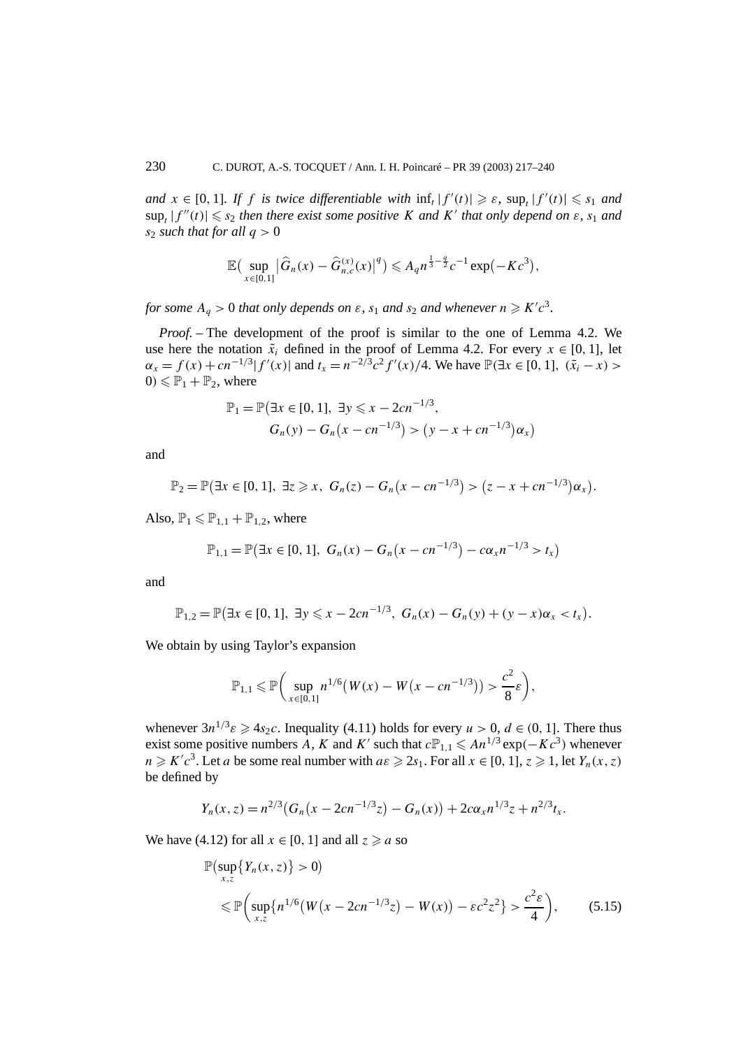*and $x \in [0,1]$. If $f$ is twice differentiable with $\inf_t |f'(t)| \geqslant \varepsilon$, $\sup_t |f'(t)| \leqslant s_1$ and $\sup_t |f''(t)| \leqslant s_2$ then there exist some positive $K$ and $K'$ that only depend on $\varepsilon$, $s_1$ and $s_2$ such that for all $q > 0$*

$$\mathbb{E}\big(\sup_{x\in[0,1]} \big|\widehat{G}_n(x) - \widehat{G}_{n,c}^{(x)}(x)\big|^q\big) \leqslant A_q n^{\frac{1}{3}-\frac{q}{2}} c^{-1} \exp\big(-Kc^3\big),$$

*for some $A_q > 0$ that only depends on $\varepsilon$, $s_1$ and $s_2$ and whenever $n \geqslant K'c^3$.*

*Proof.* – The development of the proof is similar to the one of Lemma 4.2. We use here the notation $\tilde{x}_i$ defined in the proof of Lemma 4.2. For every $x \in [0,1]$, let $\alpha_x = f(x) + cn^{-1/3}|f'(x)|$ and $t_x = n^{-2/3}c^2 f'(x)/4$. We have $\mathbb{P}(\exists x \in [0,1],\ (\tilde{x}_i - x) > 0) \leqslant \mathbb{P}_1 + \mathbb{P}_2$, where

$$\begin{aligned}\mathbb{P}_1 = \mathbb{P}\big(&\exists x \in [0,1],\ \exists y \leqslant x - 2cn^{-1/3},\\ &G_n(y) - G_n\big(x - cn^{-1/3}\big) > \big(y - x + cn^{-1/3}\big)\alpha_x\big)\end{aligned}$$

and

$$\mathbb{P}_2 = \mathbb{P}\big(\exists x \in [0,1],\ \exists z \geqslant x,\ G_n(z) - G_n\big(x - cn^{-1/3}\big) > \big(z - x + cn^{-1/3}\big)\alpha_x\big).$$

Also, $\mathbb{P}_1 \leqslant \mathbb{P}_{1,1} + \mathbb{P}_{1,2}$, where

$$\mathbb{P}_{1,1} = \mathbb{P}\big(\exists x \in [0,1],\ G_n(x) - G_n\big(x - cn^{-1/3}\big) - c\alpha_x n^{-1/3} > t_x\big)$$

and

$$\mathbb{P}_{1,2} = \mathbb{P}\big(\exists x \in [0,1],\ \exists y \leqslant x - 2cn^{-1/3},\ G_n(x) - G_n(y) + (y - x)\alpha_x < t_x\big).$$

We obtain by using Taylor's expansion

$$\mathbb{P}_{1,1} \leqslant \mathbb{P}\bigg(\sup_{x\in[0,1]} n^{1/6}\big(W(x) - W\big(x - cn^{-1/3}\big)\big) > \frac{c^2}{8}\varepsilon\bigg),$$

whenever $3n^{1/3}\varepsilon \geqslant 4s_2 c$. Inequality (4.11) holds for every $u > 0$, $d \in (0,1]$. There thus exist some positive numbers $A$, $K$ and $K'$ such that $c\mathbb{P}_{1,1} \leqslant An^{1/3}\exp(-Kc^3)$ whenever $n \geqslant K'c^3$. Let $a$ be some real number with $a\varepsilon \geqslant 2s_1$. For all $x \in [0,1]$, $z \geqslant 1$, let $Y_n(x,z)$ be defined by

$$Y_n(x,z) = n^{2/3}\big(G_n\big(x - 2cn^{-1/3}z\big) - G_n(x)\big) + 2c\alpha_x n^{1/3}z + n^{2/3}t_x.$$

We have (4.12) for all $x \in [0,1]$ and all $z \geqslant a$ so

$$\begin{aligned}&\mathbb{P}\big(\sup_{x,z}\{Y_n(x,z)\} > 0\big)\\ &\quad\leqslant \mathbb{P}\bigg(\sup_{x,z}\big\{n^{1/6}\big(W\big(x - 2cn^{-1/3}z\big) - W(x)\big) - \varepsilon c^2 z^2\big\} > \frac{c^2\varepsilon}{4}\bigg), \qquad (5.15)\end{aligned}$$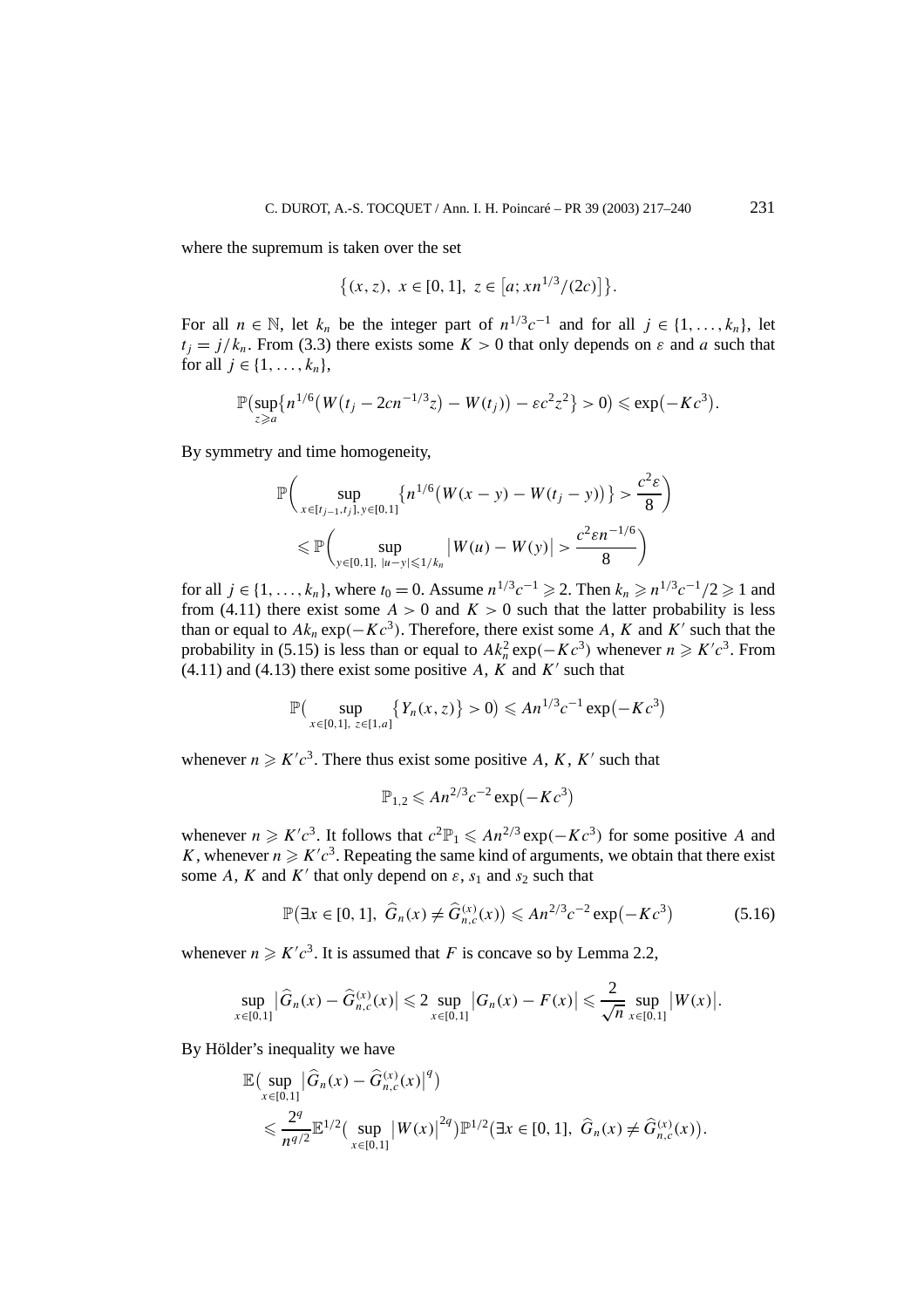where the supremum is taken over the set

$$\big\{(x,z),\ x \in [0,1],\ z \in \big[a; xn^{1/3}/(2c)\big]\big\}.$$

For all $n \in \mathbb{N}$, let $k_n$ be the integer part of $n^{1/3}c^{-1}$ and for all $j \in \{1,\ldots,k_n\}$, let $t_j = j/k_n$. From (3.3) there exists some $K > 0$ that only depends on $\varepsilon$ and $a$ such that for all $j \in \{1,\ldots,k_n\}$,

$$\mathbb{P}\big(\sup_{z \geqslant a}\big\{n^{1/6}\big(W\big(t_j - 2cn^{-1/3}z\big) - W(t_j)\big) - \varepsilon c^2 z^2\big\} > 0\big) \leqslant \exp\big(-Kc^3\big).$$

By symmetry and time homogeneity,

$$\begin{aligned}
&\mathbb{P}\Big(\sup_{x\in[t_{j-1},t_j],\, y\in[0,1]}\big\{n^{1/6}\big(W(x-y) - W(t_j - y)\big)\big\} > \frac{c^2\varepsilon}{8}\Big)\\
&\quad\leqslant \mathbb{P}\Big(\sup_{y\in[0,1],\ |u-y|\leqslant 1/k_n}\big|W(u) - W(y)\big| > \frac{c^2\varepsilon n^{-1/6}}{8}\Big)
\end{aligned}$$

for all $j \in \{1,\ldots,k_n\}$, where $t_0 = 0$. Assume $n^{1/3}c^{-1} \geqslant 2$. Then $k_n \geqslant n^{1/3}c^{-1}/2 \geqslant 1$ and from (4.11) there exist some $A > 0$ and $K > 0$ such that the latter probability is less than or equal to $Ak_n\exp(-Kc^3)$. Therefore, there exist some $A$, $K$ and $K'$ such that the probability in (5.15) is less than or equal to $Ak_n^2\exp(-Kc^3)$ whenever $n \geqslant K'c^3$. From (4.11) and (4.13) there exist some positive $A$, $K$ and $K'$ such that

$$\mathbb{P}\big(\sup_{x\in[0,1],\ z\in[1,a]}\big\{Y_n(x,z)\big\} > 0\big) \leqslant An^{1/3}c^{-1}\exp\big(-Kc^3\big)$$

whenever $n \geqslant K'c^3$. There thus exist some positive $A$, $K$, $K'$ such that

$$\mathbb{P}_{1,2} \leqslant An^{2/3}c^{-2}\exp\big(-Kc^3\big)$$

whenever $n \geqslant K'c^3$. It follows that $c^2\mathbb{P}_1 \leqslant An^{2/3}\exp(-Kc^3)$ for some positive $A$ and $K$, whenever $n \geqslant K'c^3$. Repeating the same kind of arguments, we obtain that there exist some $A$, $K$ and $K'$ that only depend on $\varepsilon$, $s_1$ and $s_2$ such that

$$\mathbb{P}\big(\exists x \in [0,1],\ \widehat{G}_n(x) \neq \widehat{G}_{n,c}^{(x)}(x)\big) \leqslant An^{2/3}c^{-2}\exp\big(-Kc^3\big) \tag{5.16}$$

whenever $n \geqslant K'c^3$. It is assumed that $F$ is concave so by Lemma 2.2,

$$\sup_{x\in[0,1]}\big|\widehat{G}_n(x) - \widehat{G}_{n,c}^{(x)}(x)\big| \leqslant 2\sup_{x\in[0,1]}\big|G_n(x) - F(x)\big| \leqslant \frac{2}{\sqrt{n}}\sup_{x\in[0,1]}\big|W(x)\big|.$$

By Hölder's inequality we have

$$\begin{aligned}
&\mathbb{E}\big(\sup_{x\in[0,1]}\big|\widehat{G}_n(x) - \widehat{G}_{n,c}^{(x)}(x)\big|^q\big)\\
&\quad\leqslant \frac{2^q}{n^{q/2}}\mathbb{E}^{1/2}\big(\sup_{x\in[0,1]}\big|W(x)\big|^{2q}\big)\mathbb{P}^{1/2}\big(\exists x \in [0,1],\ \widehat{G}_n(x) \neq \widehat{G}_{n,c}^{(x)}(x)\big).
\end{aligned}$$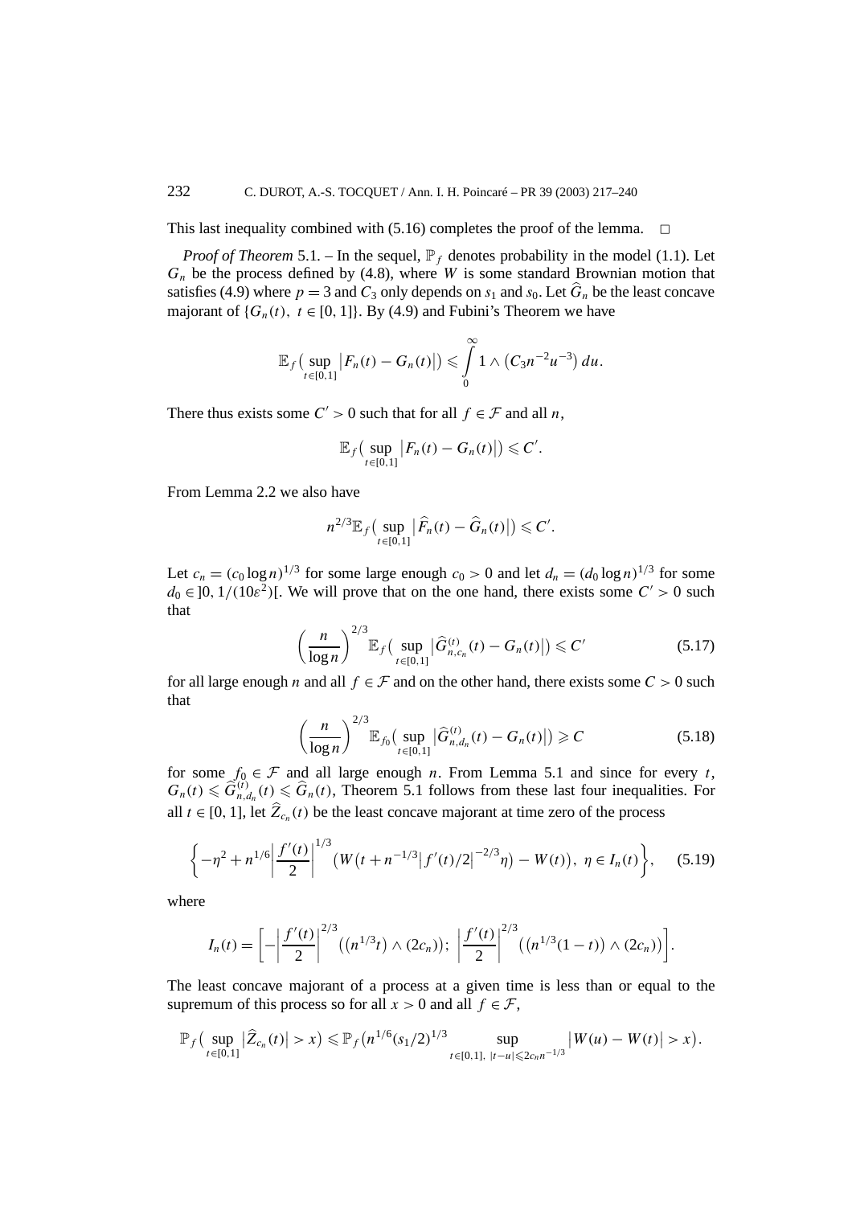This last inequality combined with (5.16) completes the proof of the lemma. □

*Proof of Theorem* 5.1. – In the sequel, $\mathbb{P}_f$ denotes probability in the model (1.1). Let $G_n$ be the process defined by (4.8), where $W$ is some standard Brownian motion that satisfies (4.9) where $p = 3$ and $C_3$ only depends on $s_1$ and $s_0$. Let $\widehat{G}_n$ be the least concave majorant of $\{G_n(t),\ t \in [0, 1]\}$. By (4.9) and Fubini's Theorem we have

$$\mathbb{E}_f\big(\sup_{t\in[0,1]}\big|F_n(t) - G_n(t)\big|\big) \leqslant \int_0^\infty 1 \wedge \big(C_3 n^{-2} u^{-3}\big)\,du.$$

There thus exists some $C' > 0$ such that for all $f \in \mathcal{F}$ and all $n$,

$$\mathbb{E}_f\big(\sup_{t\in[0,1]}\big|F_n(t) - G_n(t)\big|\big) \leqslant C'.$$

From Lemma 2.2 we also have

$$n^{2/3}\mathbb{E}_f\big(\sup_{t\in[0,1]}\big|\widehat{F}_n(t) - \widehat{G}_n(t)\big|\big) \leqslant C'.$$

Let $c_n = (c_0 \log n)^{1/3}$ for some large enough $c_0 > 0$ and let $d_n = (d_0 \log n)^{1/3}$ for some $d_0 \in ]0, 1/(10\varepsilon^2)[$. We will prove that on the one hand, there exists some $C' > 0$ such that

$$\left(\frac{n}{\log n}\right)^{2/3}\mathbb{E}_f\big(\sup_{t\in[0,1]}\big|\widehat{G}^{(t)}_{n,c_n}(t) - G_n(t)\big|\big) \leqslant C' \tag{5.17}$$

for all large enough $n$ and all $f \in \mathcal{F}$ and on the other hand, there exists some $C > 0$ such that

$$\left(\frac{n}{\log n}\right)^{2/3}\mathbb{E}_{f_0}\big(\sup_{t\in[0,1]}\big|\widehat{G}^{(t)}_{n,d_n}(t) - G_n(t)\big|\big) \geqslant C \tag{5.18}$$

for some $f_0 \in \mathcal{F}$ and all large enough $n$. From Lemma 5.1 and since for every $t$, $G_n(t) \leqslant \widehat{G}^{(t)}_{n,d_n}(t) \leqslant \widehat{G}_n(t)$, Theorem 5.1 follows from these last four inequalities. For all $t \in [0, 1]$, let $\widehat{Z}_{c_n}(t)$ be the least concave majorant at time zero of the process

$$\left\{-\eta^2 + n^{1/6}\left|\frac{f'(t)}{2}\right|^{1/3}\big(W\big(t + n^{-1/3}\big|f'(t)/2\big|^{-2/3}\eta\big) - W(t)\big),\ \eta \in I_n(t)\right\}, \tag{5.19}$$

where

$$I_n(t) = \left[-\left|\frac{f'(t)}{2}\right|^{2/3}\big(\big(n^{1/3}t\big) \wedge (2c_n)\big);\ \left|\frac{f'(t)}{2}\right|^{2/3}\big(\big(n^{1/3}(1-t)\big) \wedge (2c_n)\big)\right].$$

The least concave majorant of a process at a given time is less than or equal to the supremum of this process so for all $x > 0$ and all $f \in \mathcal{F}$,

$$\mathbb{P}_f\big(\sup_{t\in[0,1]}\big|\widehat{Z}_{c_n}(t)\big| > x\big) \leqslant \mathbb{P}_f\big(n^{1/6}(s_1/2)^{1/3}\sup_{t\in[0,1],\ |t-u|\leqslant 2c_n n^{-1/3}}\big|W(u) - W(t)\big| > x\big).$$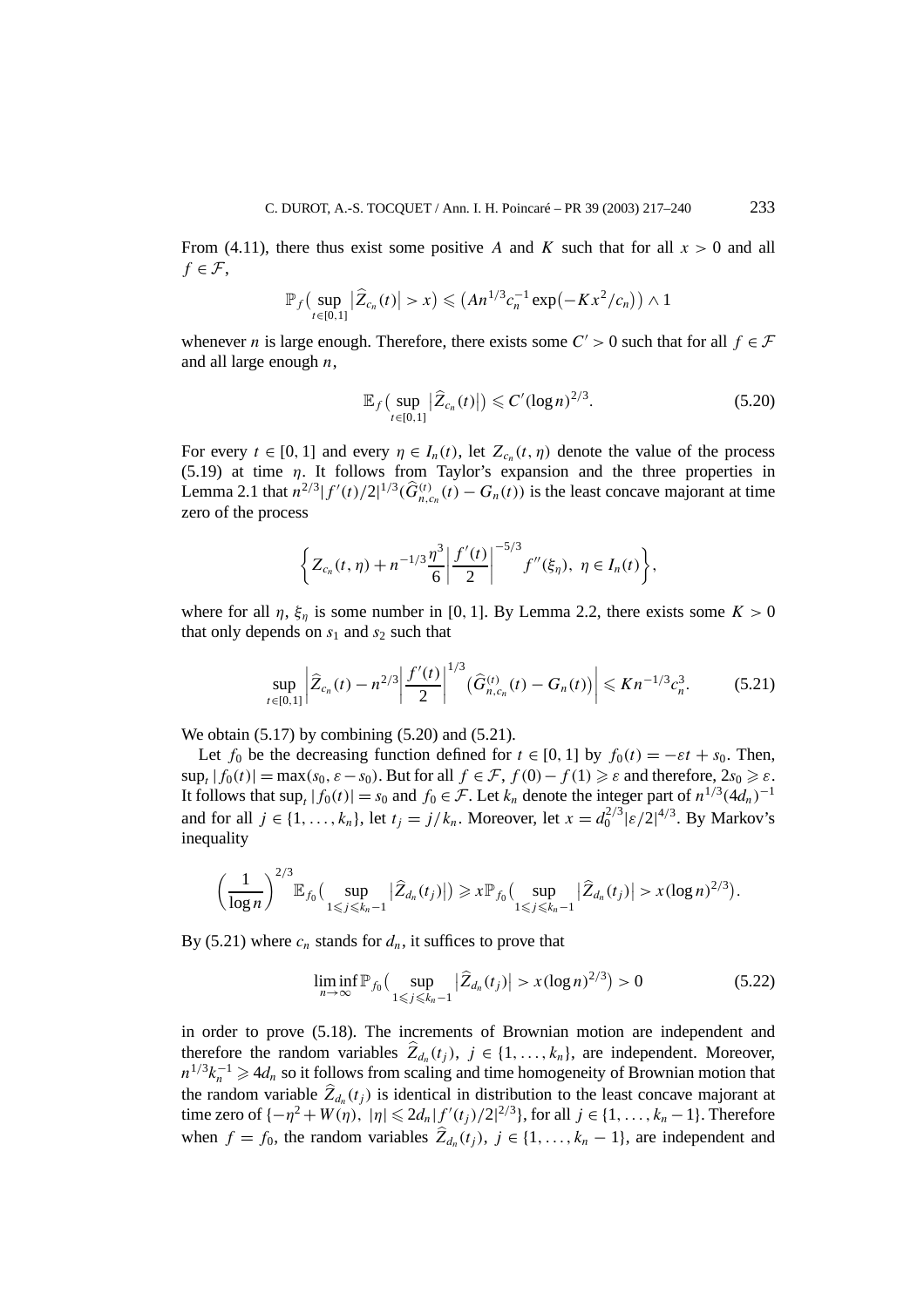From (4.11), there thus exist some positive $A$ and $K$ such that for all $x > 0$ and all $f \in \mathcal{F}$,

$$\mathbb{P}_f\big(\sup_{t\in[0,1]} \big|\widehat{Z}_{c_n}(t)\big| > x\big) \leqslant \big(An^{1/3}c_n^{-1}\exp\big(-Kx^2/c_n\big)\big) \wedge 1$$

whenever $n$ is large enough. Therefore, there exists some $C' > 0$ such that for all $f \in \mathcal{F}$ and all large enough $n$,

$$\mathbb{E}_f\big(\sup_{t\in[0,1]} \big|\widehat{Z}_{c_n}(t)\big|\big) \leqslant C'(\log n)^{2/3}. \tag{5.20}$$

For every $t \in [0,1]$ and every $\eta \in I_n(t)$, let $Z_{c_n}(t,\eta)$ denote the value of the process (5.19) at time $\eta$. It follows from Taylor's expansion and the three properties in Lemma 2.1 that $n^{2/3}|f'(t)/2|^{1/3}(\widehat{G}^{(t)}_{n,c_n}(t) - G_n(t))$ is the least concave majorant at time zero of the process

$$\left\{ Z_{c_n}(t,\eta) + n^{-1/3}\frac{\eta^3}{6}\left|\frac{f'(t)}{2}\right|^{-5/3} f''(\xi_\eta),\ \eta \in I_n(t) \right\},$$

where for all $\eta$, $\xi_\eta$ is some number in $[0,1]$. By Lemma 2.2, there exists some $K > 0$ that only depends on $s_1$ and $s_2$ such that

$$\sup_{t\in[0,1]} \left| \widehat{Z}_{c_n}(t) - n^{2/3}\left|\frac{f'(t)}{2}\right|^{1/3}\big(\widehat{G}^{(t)}_{n,c_n}(t) - G_n(t)\big)\right| \leqslant Kn^{-1/3}c_n^3. \tag{5.21}$$

We obtain (5.17) by combining (5.20) and (5.21).

Let $f_0$ be the decreasing function defined for $t \in [0,1]$ by $f_0(t) = -\varepsilon t + s_0$. Then, $\sup_t |f_0(t)| = \max(s_0, \varepsilon - s_0)$. But for all $f \in \mathcal{F}$, $f(0) - f(1) \geqslant \varepsilon$ and therefore, $2s_0 \geqslant \varepsilon$. It follows that $\sup_t |f_0(t)| = s_0$ and $f_0 \in \mathcal{F}$. Let $k_n$ denote the integer part of $n^{1/3}(4d_n)^{-1}$ and for all $j \in \{1,\ldots,k_n\}$, let $t_j = j/k_n$. Moreover, let $x = d_0^{2/3}|\varepsilon/2|^{4/3}$. By Markov's inequality

$$\left(\frac{1}{\log n}\right)^{2/3} \mathbb{E}_{f_0}\big(\sup_{1\leqslant j\leqslant k_n-1} \big|\widehat{Z}_{d_n}(t_j)\big|\big) \geqslant x\mathbb{P}_{f_0}\big(\sup_{1\leqslant j\leqslant k_n-1} \big|\widehat{Z}_{d_n}(t_j)\big| > x(\log n)^{2/3}\big).$$

By (5.21) where $c_n$ stands for $d_n$, it suffices to prove that

$$\liminf_{n\to\infty} \mathbb{P}_{f_0}\big(\sup_{1\leqslant j\leqslant k_n-1} \big|\widehat{Z}_{d_n}(t_j)\big| > x(\log n)^{2/3}\big) > 0 \tag{5.22}$$

in order to prove (5.18). The increments of Brownian motion are independent and therefore the random variables $\widehat{Z}_{d_n}(t_j)$, $j \in \{1,\ldots,k_n\}$, are independent. Moreover, $n^{1/3}k_n^{-1} \geqslant 4d_n$ so it follows from scaling and time homogeneity of Brownian motion that the random variable $\widehat{Z}_{d_n}(t_j)$ is identical in distribution to the least concave majorant at time zero of $\{-\eta^2 + W(\eta),\ |\eta| \leqslant 2d_n|f'(t_j)/2|^{2/3}\}$, for all $j \in \{1,\ldots,k_n-1\}$. Therefore when $f = f_0$, the random variables $\widehat{Z}_{d_n}(t_j)$, $j \in \{1,\ldots,k_n-1\}$, are independent and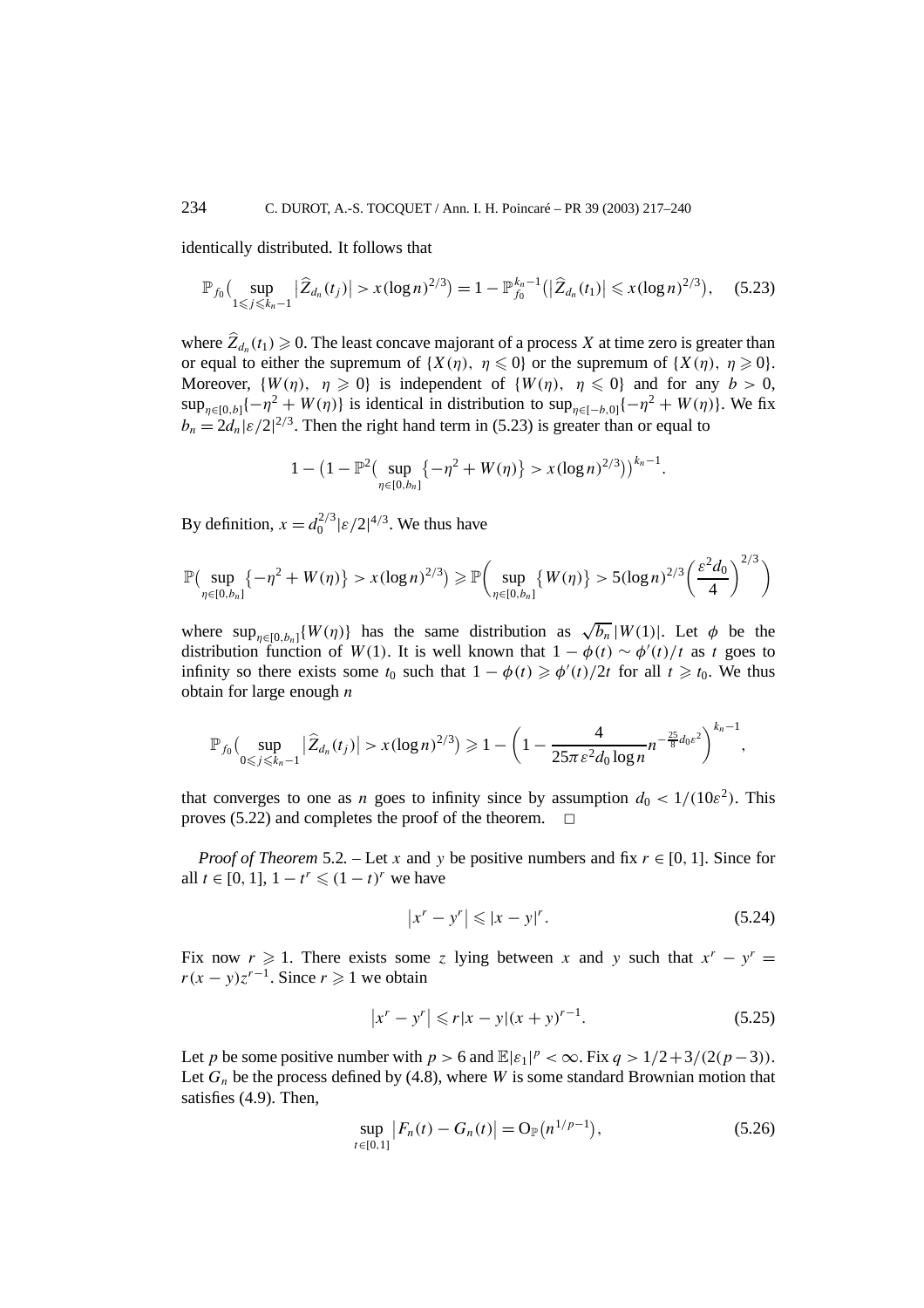identically distributed. It follows that

$$\mathbb{P}_{f_0}\big(\sup_{1\leqslant j\leqslant k_n-1}\big|\widehat{Z}_{d_n}(t_j)\big| > x(\log n)^{2/3}\big) = 1 - \mathbb{P}_{f_0}^{k_n-1}\big(\big|\widehat{Z}_{d_n}(t_1)\big| \leqslant x(\log n)^{2/3}\big), \tag{5.23}$$

where $\widehat{Z}_{d_n}(t_1)\geqslant 0$. The least concave majorant of a process $X$ at time zero is greater than or equal to either the supremum of $\{X(\eta),\ \eta\leqslant 0\}$ or the supremum of $\{X(\eta),\ \eta\geqslant 0\}$. Moreover, $\{W(\eta),\ \eta\geqslant 0\}$ is independent of $\{W(\eta),\ \eta\leqslant 0\}$ and for any $b>0$, $\sup_{\eta\in[0,b]}\{-\eta^2+W(\eta)\}$ is identical in distribution to $\sup_{\eta\in[-b,0]}\{-\eta^2+W(\eta)\}$. We fix $b_n = 2d_n|\varepsilon/2|^{2/3}$. Then the right hand term in (5.23) is greater than or equal to

$$1-\big(1-\mathbb{P}^2\big(\sup_{\eta\in[0,b_n]}\{-\eta^2+W(\eta)\} > x(\log n)^{2/3}\big)\big)^{k_n-1}.$$

By definition, $x = d_0^{2/3}|\varepsilon/2|^{4/3}$. We thus have

$$\mathbb{P}\big(\sup_{\eta\in[0,b_n]}\{-\eta^2+W(\eta)\} > x(\log n)^{2/3}\big) \geqslant \mathbb{P}\bigg(\sup_{\eta\in[0,b_n]}\{W(\eta)\} > 5(\log n)^{2/3}\bigg(\frac{\varepsilon^2 d_0}{4}\bigg)^{2/3}\bigg)$$

where $\sup_{\eta\in[0,b_n]}\{W(\eta)\}$ has the same distribution as $\sqrt{b_n}\,|W(1)|$. Let $\phi$ be the distribution function of $W(1)$. It is well known that $1-\phi(t)\sim\phi'(t)/t$ as $t$ goes to infinity so there exists some $t_0$ such that $1-\phi(t)\geqslant\phi'(t)/2t$ for all $t\geqslant t_0$. We thus obtain for large enough $n$

$$\mathbb{P}_{f_0}\big(\sup_{0\leqslant j\leqslant k_n-1}\big|\widehat{Z}_{d_n}(t_j)\big| > x(\log n)^{2/3}\big) \geqslant 1-\bigg(1-\frac{4}{25\pi\varepsilon^2 d_0\log n}n^{-\frac{25}{8}d_0\varepsilon^2}\bigg)^{k_n-1},$$

that converges to one as $n$ goes to infinity since by assumption $d_0 < 1/(10\varepsilon^2)$. This proves (5.22) and completes the proof of the theorem. $\square$

*Proof of Theorem* 5.2. – Let $x$ and $y$ be positive numbers and fix $r\in[0,1]$. Since for all $t\in[0,1]$, $1-t^r\leqslant(1-t)^r$ we have

$$\big|x^r-y^r\big|\leqslant|x-y|^r. \tag{5.24}$$

Fix now $r\geqslant 1$. There exists some $z$ lying between $x$ and $y$ such that $x^r-y^r = r(x-y)z^{r-1}$. Since $r\geqslant 1$ we obtain

$$\big|x^r-y^r\big|\leqslant r|x-y|(x+y)^{r-1}. \tag{5.25}$$

Let $p$ be some positive number with $p>6$ and $\mathbb{E}|\varepsilon_1|^p<\infty$. Fix $q>1/2+3/(2(p-3))$. Let $G_n$ be the process defined by (4.8), where $W$ is some standard Brownian motion that satisfies (4.9). Then,

$$\sup_{t\in[0,1]}\big|F_n(t)-G_n(t)\big| = \mathrm{O}_{\mathbb{P}}\big(n^{1/p-1}\big), \tag{5.26}$$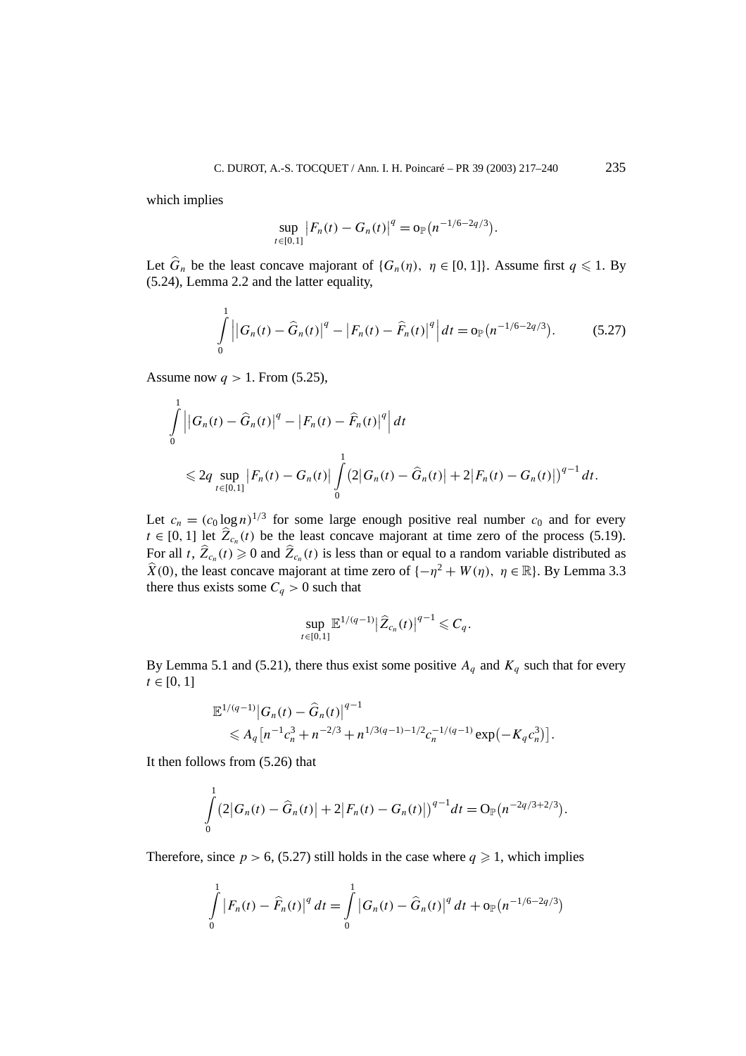which implies

$$\sup_{t\in[0,1]} \left|F_n(t) - G_n(t)\right|^q = \mathrm{o}_{\mathbb{P}}\left(n^{-1/6-2q/3}\right).$$

Let $\widehat{G}_n$ be the least concave majorant of $\{G_n(\eta),\ \eta \in [0,1]\}$. Assume first $q \leqslant 1$. By (5.24), Lemma 2.2 and the latter equality,

$$\int_0^1 \left| \left|G_n(t) - \widehat{G}_n(t)\right|^q - \left|F_n(t) - \widehat{F}_n(t)\right|^q \right| dt = \mathrm{o}_{\mathbb{P}}\left(n^{-1/6-2q/3}\right). \tag{5.27}$$

Assume now $q > 1$. From (5.25),

$$\int_0^1 \left| \left|G_n(t) - \widehat{G}_n(t)\right|^q - \left|F_n(t) - \widehat{F}_n(t)\right|^q \right| dt$$
$$\leqslant 2q \sup_{t\in[0,1]} \left|F_n(t) - G_n(t)\right| \int_0^1 \left(2\left|G_n(t) - \widehat{G}_n(t)\right| + 2\left|F_n(t) - G_n(t)\right|\right)^{q-1} dt.$$

Let $c_n = (c_0 \log n)^{1/3}$ for some large enough positive real number $c_0$ and for every $t \in [0,1]$ let $\widehat{Z}_{c_n}(t)$ be the least concave majorant at time zero of the process (5.19). For all $t$, $\widehat{Z}_{c_n}(t) \geqslant 0$ and $\widehat{Z}_{c_n}(t)$ is less than or equal to a random variable distributed as $\widehat{X}(0)$, the least concave majorant at time zero of $\{-\eta^2 + W(\eta),\ \eta \in \mathbb{R}\}$. By Lemma 3.3 there thus exists some $C_q > 0$ such that

$$\sup_{t\in[0,1]} \mathbb{E}^{1/(q-1)} \left|\widehat{Z}_{c_n}(t)\right|^{q-1} \leqslant C_q.$$

By Lemma 5.1 and (5.21), there thus exist some positive $A_q$ and $K_q$ such that for every $t \in [0,1]$

$$\mathbb{E}^{1/(q-1)}\left|G_n(t) - \widehat{G}_n(t)\right|^{q-1}$$
$$\leqslant A_q\left[n^{-1}c_n^3 + n^{-2/3} + n^{1/3(q-1)-1/2}c_n^{-1/(q-1)}\exp\left(-K_q c_n^3\right)\right].$$

It then follows from (5.26) that

$$\int_0^1 \left(2\left|G_n(t) - \widehat{G}_n(t)\right| + 2\left|F_n(t) - G_n(t)\right|\right)^{q-1} dt = \mathrm{O}_{\mathbb{P}}\left(n^{-2q/3+2/3}\right).$$

Therefore, since $p > 6$, (5.27) still holds in the case where $q \geqslant 1$, which implies

$$\int_0^1 \left|F_n(t) - \widehat{F}_n(t)\right|^q dt = \int_0^1 \left|G_n(t) - \widehat{G}_n(t)\right|^q dt + \mathrm{o}_{\mathbb{P}}\left(n^{-1/6-2q/3}\right)$$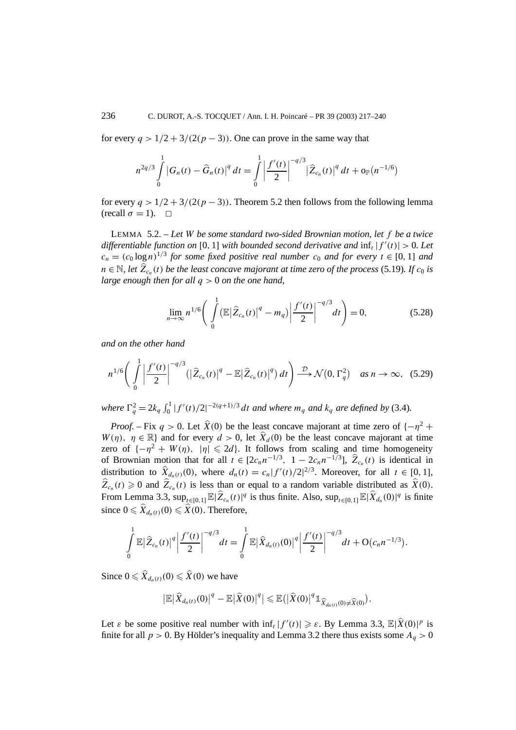for every $q > 1/2 + 3/(2(p-3))$. One can prove in the same way that

$$n^{2q/3} \int_0^1 \left|G_n(t) - \widehat{G}_n(t)\right|^q dt = \int_0^1 \left|\frac{f'(t)}{2}\right|^{-q/3} \left|\widehat{Z}_{c_n}(t)\right|^q dt + o_{\mathbb{P}}\left(n^{-1/6}\right)$$

for every $q > 1/2 + 3/(2(p-3))$. Theorem 5.2 then follows from the following lemma (recall $\sigma = 1$). □

LEMMA 5.2. – *Let $W$ be some standard two-sided Brownian motion, let $f$ be a twice differentiable function on* $[0,1]$ *with bounded second derivative and* $\inf_t |f'(t)| > 0$. *Let* $c_n = (c_0 \log n)^{1/3}$ *for some fixed positive real number* $c_0$ *and for every* $t \in [0,1]$ *and* $n \in \mathbb{N}$, *let* $\widehat{Z}_{c_n}(t)$ *be the least concave majorant at time zero of the process* (5.19)*. If* $c_0$ *is large enough then for all* $q > 0$ *on the one hand,*

$$\lim_{n\to\infty} n^{1/6}\left(\int_0^1 \left(\mathbb{E}\left|\widehat{Z}_{c_n}(t)\right|^q - m_q\right)\left|\frac{f'(t)}{2}\right|^{-q/3} dt\right) = 0, \tag{5.28}$$

*and on the other hand*

$$n^{1/6}\left(\int_0^1 \left|\frac{f'(t)}{2}\right|^{-q/3}\left(\left|\widehat{Z}_{c_n}(t)\right|^q - \mathbb{E}\left|\widehat{Z}_{c_n}(t)\right|^q\right) dt\right) \xrightarrow{\mathcal{D}} \mathcal{N}\left(0, \Gamma_q^2\right) \quad \text{as } n \to \infty, \tag{5.29}$$

*where* $\Gamma_q^2 = 2k_q \int_0^1 |f'(t)/2|^{-2(q+1)/3} dt$ *and where* $m_q$ *and* $k_q$ *are defined by* (3.4)*.*

*Proof.* – Fix $q > 0$. Let $\widehat{X}(0)$ be the least concave majorant at time zero of $\{-\eta^2 + W(\eta),\ \eta \in \mathbb{R}\}$ and for every $d > 0$, let $\widehat{X}_d(0)$ be the least concave majorant at time zero of $\{-\eta^2 + W(\eta),\ |\eta| \leqslant 2d\}$. It follows from scaling and time homogeneity of Brownian motion that for all $t \in [2c_n n^{-1/3},\ 1 - 2c_n n^{-1/3}]$, $\widehat{Z}_{c_n}(t)$ is identical in distribution to $\widehat{X}_{d_n(t)}(0)$, where $d_n(t) = c_n |f'(t)/2|^{2/3}$. Moreover, for all $t \in [0,1]$, $\widehat{Z}_{c_n}(t) \geqslant 0$ and $\widehat{Z}_{c_n}(t)$ is less than or equal to a random variable distributed as $\widehat{X}(0)$. From Lemma 3.3, $\sup_{t\in[0,1]} \mathbb{E}|\widehat{Z}_{c_n}(t)|^q$ is thus finite. Also, $\sup_{t\in[0,1]} \mathbb{E}|\widehat{X}_{d_n}(0)|^q$ is finite since $0 \leqslant \widehat{X}_{d_n(t)}(0) \leqslant \widehat{X}(0)$. Therefore,

$$\int_0^1 \mathbb{E}\left|\widehat{Z}_{c_n}(t)\right|^q \left|\frac{f'(t)}{2}\right|^{-q/3} dt = \int_0^1 \mathbb{E}\left|\widehat{X}_{d_n(t)}(0)\right|^q \left|\frac{f'(t)}{2}\right|^{-q/3} dt + O\left(c_n n^{-1/3}\right).$$

Since $0 \leqslant \widehat{X}_{d_n(t)}(0) \leqslant \widehat{X}(0)$ we have

$$\left|\mathbb{E}\left|\widehat{X}_{d_n(t)}(0)\right|^q - \mathbb{E}\left|\widehat{X}(0)\right|^q\right| \leqslant \mathbb{E}\left(\left|\widehat{X}(0)\right|^q \mathbb{1}_{\widehat{X}_{d_n(t)}(0) \neq \widehat{X}(0)}\right).$$

Let $\varepsilon$ be some positive real number with $\inf_t |f'(t)| \geqslant \varepsilon$. By Lemma 3.3, $\mathbb{E}|\widehat{X}(0)|^p$ is finite for all $p > 0$. By Hölder's inequality and Lemma 3.2 there thus exists some $A_q > 0$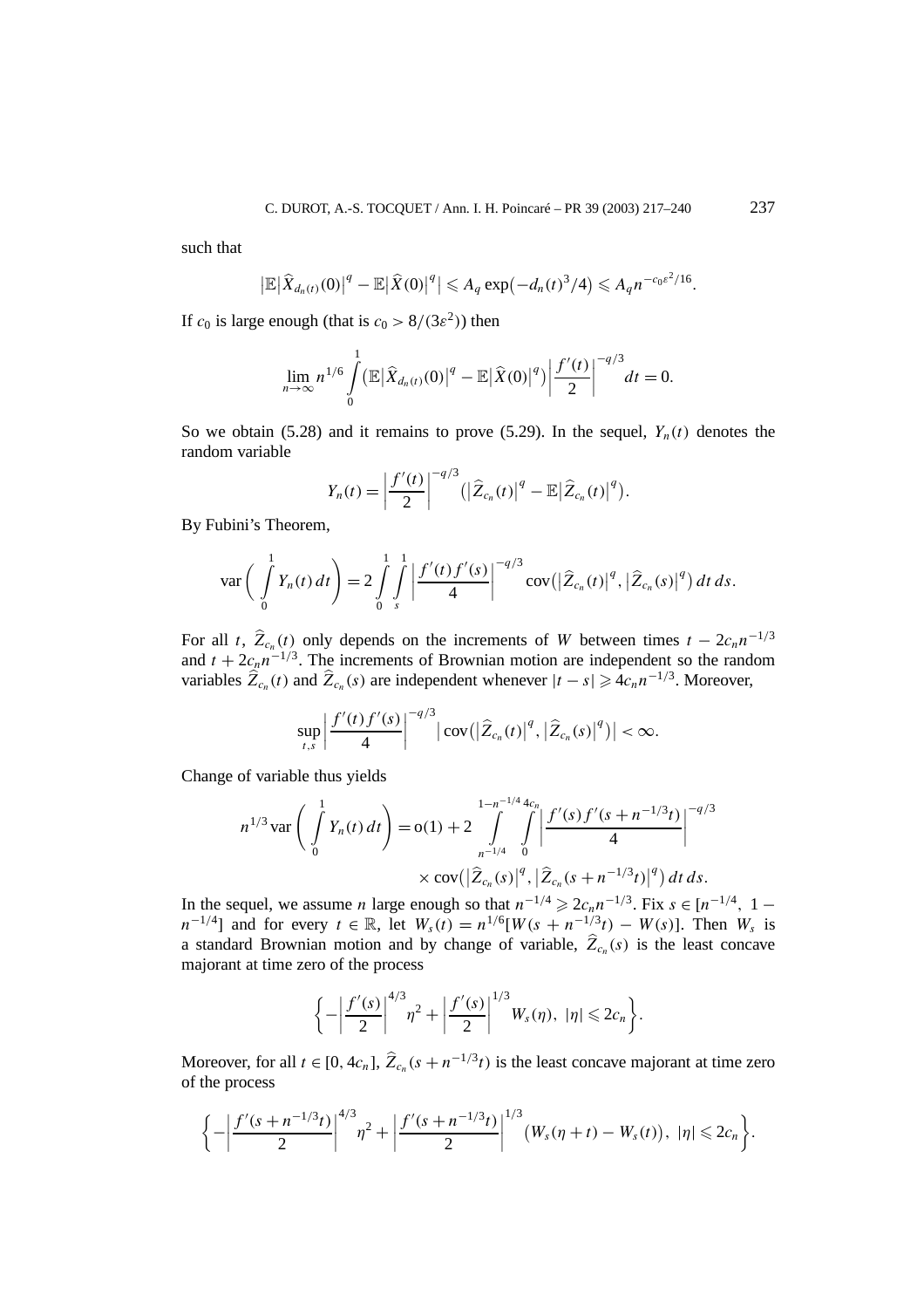such that

$$\left|\mathbb{E}\left|\widehat{X}_{d_n(t)}(0)\right|^q - \mathbb{E}\left|\widehat{X}(0)\right|^q\right| \leqslant A_q \exp\left(-d_n(t)^3/4\right) \leqslant A_q n^{-c_0\varepsilon^2/16}.$$

If $c_0$ is large enough (that is $c_0 > 8/(3\varepsilon^2)$) then

$$\lim_{n\to\infty} n^{1/6} \int_0^1 \left(\mathbb{E}\left|\widehat{X}_{d_n(t)}(0)\right|^q - \mathbb{E}\left|\widehat{X}(0)\right|^q\right) \left|\frac{f'(t)}{2}\right|^{-q/3} dt = 0.$$

So we obtain (5.28) and it remains to prove (5.29). In the sequel, $Y_n(t)$ denotes the random variable

$$Y_n(t) = \left|\frac{f'(t)}{2}\right|^{-q/3} \left(\left|\widehat{Z}_{c_n}(t)\right|^q - \mathbb{E}\left|\widehat{Z}_{c_n}(t)\right|^q\right).$$

By Fubini's Theorem,

$$\operatorname{var}\left(\int_0^1 Y_n(t)\,dt\right) = 2\int_0^1\int_s^1 \left|\frac{f'(t)f'(s)}{4}\right|^{-q/3} \operatorname{cov}\left(\left|\widehat{Z}_{c_n}(t)\right|^q, \left|\widehat{Z}_{c_n}(s)\right|^q\right) dt\,ds.$$

For all $t$, $\widehat{Z}_{c_n}(t)$ only depends on the increments of $W$ between times $t - 2c_n n^{-1/3}$ and $t + 2c_n n^{-1/3}$. The increments of Brownian motion are independent so the random variables $\widehat{Z}_{c_n}(t)$ and $\widehat{Z}_{c_n}(s)$ are independent whenever $|t-s| \geqslant 4c_n n^{-1/3}$. Moreover,

$$\sup_{t,s}\left|\frac{f'(t)f'(s)}{4}\right|^{-q/3} \left|\operatorname{cov}\left(\left|\widehat{Z}_{c_n}(t)\right|^q, \left|\widehat{Z}_{c_n}(s)\right|^q\right)\right| < \infty.$$

Change of variable thus yields

$$n^{1/3}\operatorname{var}\left(\int_0^1 Y_n(t)\,dt\right) = \mathrm{o}(1) + 2\int_{n^{-1/4}}^{1-n^{-1/4}}\int_0^{4c_n} \left|\frac{f'(s)f'(s+n^{-1/3}t)}{4}\right|^{-q/3} \times \operatorname{cov}\left(\left|\widehat{Z}_{c_n}(s)\right|^q, \left|\widehat{Z}_{c_n}(s+n^{-1/3}t)\right|^q\right) dt\,ds.$$

In the sequel, we assume $n$ large enough so that $n^{-1/4} \geqslant 2c_n n^{-1/3}$. Fix $s \in [n^{-1/4},\ 1 - n^{-1/4}]$ and for every $t \in \mathbb{R}$, let $W_s(t) = n^{1/6}[W(s + n^{-1/3}t) - W(s)]$. Then $W_s$ is a standard Brownian motion and by change of variable, $\widehat{Z}_{c_n}(s)$ is the least concave majorant at time zero of the process

$$\left\{-\left|\frac{f'(s)}{2}\right|^{4/3}\eta^2 + \left|\frac{f'(s)}{2}\right|^{1/3} W_s(\eta),\ |\eta| \leqslant 2c_n\right\}.$$

Moreover, for all $t \in [0, 4c_n]$, $\widehat{Z}_{c_n}(s + n^{-1/3}t)$ is the least concave majorant at time zero of the process

$$\left\{-\left|\frac{f'(s+n^{-1/3}t)}{2}\right|^{4/3}\eta^2 + \left|\frac{f'(s+n^{-1/3}t)}{2}\right|^{1/3}\left(W_s(\eta+t) - W_s(t)\right),\ |\eta| \leqslant 2c_n\right\}.$$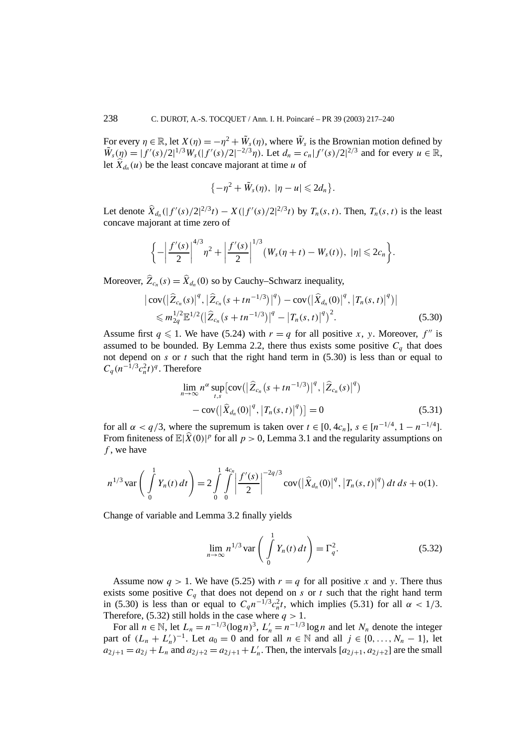For every $\eta \in \mathbb{R}$, let $X(\eta) = -\eta^2 + \tilde{W}_s(\eta)$, where $\tilde{W}_s$ is the Brownian motion defined by $\tilde{W}_s(\eta) = |f'(s)/2|^{1/3} W_s(|f'(s)/2|^{-2/3}\eta)$. Let $d_n = c_n |f'(s)/2|^{2/3}$ and for every $u \in \mathbb{R}$, let $\widehat{X}_{d_n}(u)$ be the least concave majorant at time $u$ of

$$\{-\eta^2 + \tilde{W}_s(\eta),\ |\eta - u| \leqslant 2d_n\}.$$

Let denote $\widehat{X}_{d_n}(|f'(s)/2|^{2/3} t) - X(|f'(s)/2|^{2/3} t)$ by $T_n(s,t)$. Then, $T_n(s,t)$ is the least concave majorant at time zero of

$$\left\{-\left|\frac{f'(s)}{2}\right|^{4/3}\eta^2 + \left|\frac{f'(s)}{2}\right|^{1/3}\big(W_s(\eta + t) - W_s(t)\big),\ |\eta| \leqslant 2c_n\right\}.$$

Moreover, $\widehat{Z}_{c_n}(s) = \widehat{X}_{d_n}(0)$ so by Cauchy–Schwarz inequality,

$$\begin{aligned}
&\big|\operatorname{cov}\big(\big|\widehat{Z}_{c_n}(s)\big|^q, \big|\widehat{Z}_{c_n}\big(s + tn^{-1/3}\big)\big|^q\big) - \operatorname{cov}\big(\big|\widehat{X}_{d_n}(0)\big|^q, \big|T_n(s,t)\big|^q\big)\big| \\
&\quad \leqslant m_{2q}^{1/2} \mathbb{E}^{1/2}\big(\big|\widehat{Z}_{c_n}\big(s + tn^{-1/3}\big)\big|^q - \big|T_n(s,t)\big|^q\big)^2.
\end{aligned} \tag{5.30}$$

Assume first $q \leqslant 1$. We have (5.24) with $r = q$ for all positive $x$, $y$. Moreover, $f''$ is assumed to be bounded. By Lemma 2.2, there thus exists some positive $C_q$ that does not depend on $s$ or $t$ such that the right hand term in (5.30) is less than or equal to $C_q(n^{-1/3}c_n^2 t)^q$. Therefore

$$\begin{aligned}
\lim_{n\to\infty} n^{\alpha} \sup_{t,s} &\big[\operatorname{cov}\big(\big|\widehat{Z}_{c_n}\big(s + tn^{-1/3}\big)\big|^q, \big|\widehat{Z}_{c_n}(s)\big|^q\big) \\
&- \operatorname{cov}\big(\big|\widehat{X}_{d_n}(0)\big|^q, \big|T_n(s,t)\big|^q\big)\big] = 0
\end{aligned} \tag{5.31}$$

for all $\alpha < q/3$, where the supremum is taken over $t \in [0, 4c_n]$, $s \in [n^{-1/4}, 1 - n^{-1/4}]$. From finiteness of $\mathbb{E}|\widehat{X}(0)|^p$ for all $p > 0$, Lemma 3.1 and the regularity assumptions on $f$, we have

$$n^{1/3} \operatorname{var}\left(\int_0^1 Y_n(t)\, dt\right) = 2\int_0^1 \int_0^{4c_n} \left|\frac{f'(s)}{2}\right|^{-2q/3} \operatorname{cov}\big(\big|\widehat{X}_{d_n}(0)\big|^q, \big|T_n(s,t)\big|^q\big)\, dt\, ds + \mathrm{o}(1).$$

Change of variable and Lemma 3.2 finally yields

$$\lim_{n\to\infty} n^{1/3} \operatorname{var}\left(\int_0^1 Y_n(t)\, dt\right) = \Gamma_q^2. \tag{5.32}$$

Assume now $q > 1$. We have (5.25) with $r = q$ for all positive $x$ and $y$. There thus exists some positive $C_q$ that does not depend on $s$ or $t$ such that the right hand term in (5.30) is less than or equal to $C_q n^{-1/3} c_n^2 t$, which implies (5.31) for all $\alpha < 1/3$. Therefore, (5.32) still holds in the case where $q > 1$.

For all $n \in \mathbb{N}$, let $L_n = n^{-1/3}(\log n)^3$, $L'_n = n^{-1/3}\log n$ and let $N_n$ denote the integer part of $(L_n + L'_n)^{-1}$. Let $a_0 = 0$ and for all $n \in \mathbb{N}$ and all $j \in \{0, \ldots, N_n - 1\}$, let $a_{2j+1} = a_{2j} + L_n$ and $a_{2j+2} = a_{2j+1} + L'_n$. Then, the intervals $[a_{2j+1}, a_{2j+2}]$ are the small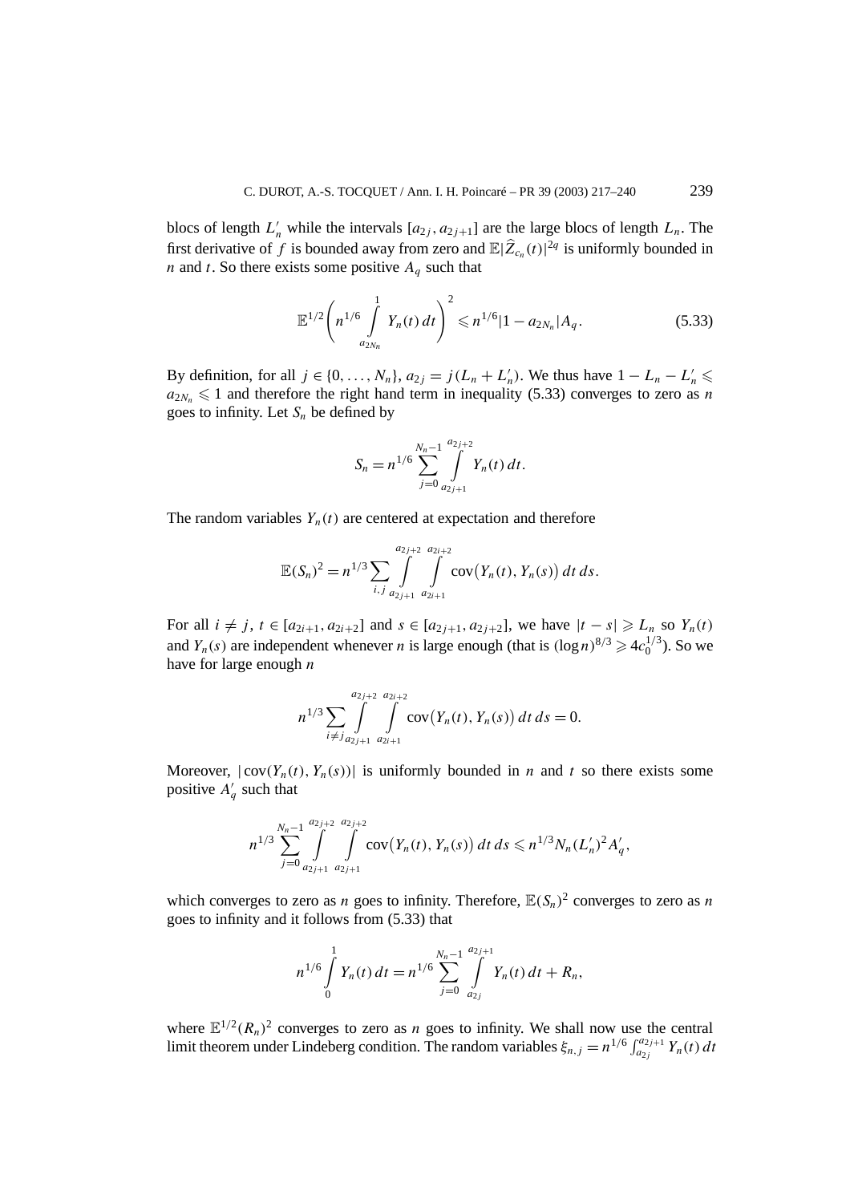blocs of length $L_n'$ while the intervals $[a_{2j}, a_{2j+1}]$ are the large blocs of length $L_n$. The first derivative of $f$ is bounded away from zero and $\mathbb{E}|\widehat{Z}_{c_n}(t)|^{2q}$ is uniformly bounded in $n$ and $t$. So there exists some positive $A_q$ such that

$$\mathbb{E}^{1/2}\left(n^{1/6}\int_{a_{2N_n}}^{1} Y_n(t)\,dt\right)^2 \leqslant n^{1/6}|1-a_{2N_n}|A_q. \tag{5.33}$$

By definition, for all $j \in \{0,\ldots,N_n\}$, $a_{2j} = j(L_n + L_n')$. We thus have $1 - L_n - L_n' \leqslant a_{2N_n} \leqslant 1$ and therefore the right hand term in inequality (5.33) converges to zero as $n$ goes to infinity. Let $S_n$ be defined by

$$S_n = n^{1/6}\sum_{j=0}^{N_n-1}\int_{a_{2j+1}}^{a_{2j+2}} Y_n(t)\,dt.$$

The random variables $Y_n(t)$ are centered at expectation and therefore

$$\mathbb{E}(S_n)^2 = n^{1/3}\sum_{i,j}\int_{a_{2j+1}}^{a_{2j+2}}\int_{a_{2i+1}}^{a_{2i+2}} \operatorname{cov}\big(Y_n(t), Y_n(s)\big)\,dt\,ds.$$

For all $i \neq j$, $t \in [a_{2i+1}, a_{2i+2}]$ and $s \in [a_{2j+1}, a_{2j+2}]$, we have $|t-s| \geqslant L_n$ so $Y_n(t)$ and $Y_n(s)$ are independent whenever $n$ is large enough (that is $(\log n)^{8/3} \geqslant 4c_0^{1/3}$). So we have for large enough $n$

$$n^{1/3}\sum_{i\neq j}\int_{a_{2j+1}}^{a_{2j+2}}\int_{a_{2i+1}}^{a_{2i+2}} \operatorname{cov}\big(Y_n(t), Y_n(s)\big)\,dt\,ds = 0.$$

Moreover, $|\operatorname{cov}(Y_n(t), Y_n(s))|$ is uniformly bounded in $n$ and $t$ so there exists some positive $A_q'$ such that

$$n^{1/3}\sum_{j=0}^{N_n-1}\int_{a_{2j+1}}^{a_{2j+2}}\int_{a_{2j+1}}^{a_{2j+2}} \operatorname{cov}\big(Y_n(t), Y_n(s)\big)\,dt\,ds \leqslant n^{1/3}N_n(L_n')^2A_q',$$

which converges to zero as $n$ goes to infinity. Therefore, $\mathbb{E}(S_n)^2$ converges to zero as $n$ goes to infinity and it follows from (5.33) that

$$n^{1/6}\int_0^1 Y_n(t)\,dt = n^{1/6}\sum_{j=0}^{N_n-1}\int_{a_{2j}}^{a_{2j+1}} Y_n(t)\,dt + R_n,$$

where $\mathbb{E}^{1/2}(R_n)^2$ converges to zero as $n$ goes to infinity. We shall now use the central limit theorem under Lindeberg condition. The random variables $\xi_{n,j} = n^{1/6}\int_{a_{2j}}^{a_{2j+1}} Y_n(t)\,dt$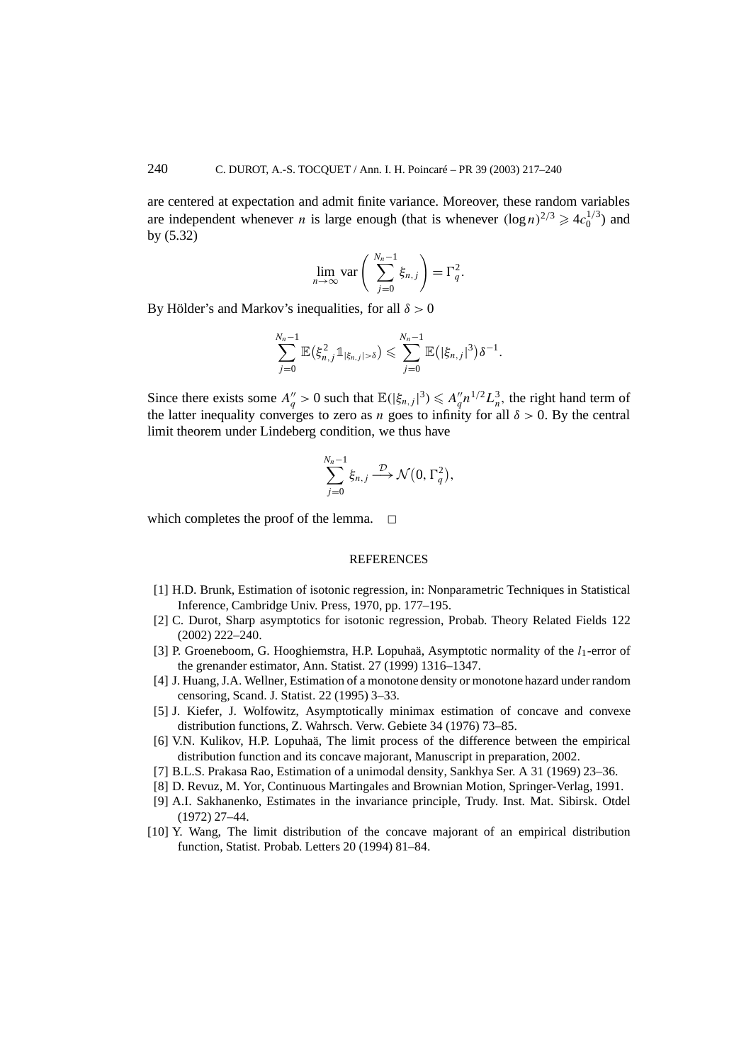are centered at expectation and admit finite variance. Moreover, these random variables are independent whenever $n$ is large enough (that is whenever $(\log n)^{2/3} \geqslant 4c_0^{1/3}$) and by (5.32)

$$\lim_{n\to\infty} \operatorname{var}\left(\sum_{j=0}^{N_n-1} \xi_{n,j}\right) = \Gamma_q^2.$$

By Hölder's and Markov's inequalities, for all $\delta > 0$

$$\sum_{j=0}^{N_n-1} \mathbb{E}\big(\xi_{n,j}^2 \mathbb{1}_{|\xi_{n,j}|>\delta}\big) \leqslant \sum_{j=0}^{N_n-1} \mathbb{E}\big(|\xi_{n,j}|^3\big)\delta^{-1}.$$

Since there exists some $A_q'' > 0$ such that $\mathbb{E}(|\xi_{n,j}|^3) \leqslant A_q'' n^{1/2} L_n^3$, the right hand term of the latter inequality converges to zero as $n$ goes to infinity for all $\delta > 0$. By the central limit theorem under Lindeberg condition, we thus have

$$\sum_{j=0}^{N_n-1} \xi_{n,j} \xrightarrow{\mathcal{D}} \mathcal{N}\big(0, \Gamma_q^2\big),$$

which completes the proof of the lemma. □

## REFERENCES

[1] H.D. Brunk, Estimation of isotonic regression, in: Nonparametric Techniques in Statistical Inference, Cambridge Univ. Press, 1970, pp. 177–195.

[2] C. Durot, Sharp asymptotics for isotonic regression, Probab. Theory Related Fields 122 (2002) 222–240.

[3] P. Groeneboom, G. Hooghiemstra, H.P. Lopuhaä, Asymptotic normality of the $l_1$-error of the grenander estimator, Ann. Statist. 27 (1999) 1316–1347.

[4] J. Huang, J.A. Wellner, Estimation of a monotone density or monotone hazard under random censoring, Scand. J. Statist. 22 (1995) 3–33.

[5] J. Kiefer, J. Wolfowitz, Asymptotically minimax estimation of concave and convexe distribution functions, Z. Wahrsch. Verw. Gebiete 34 (1976) 73–85.

[6] V.N. Kulikov, H.P. Lopuhaä, The limit process of the difference between the empirical distribution function and its concave majorant, Manuscript in preparation, 2002.

[7] B.L.S. Prakasa Rao, Estimation of a unimodal density, Sankhya Ser. A 31 (1969) 23–36.

[8] D. Revuz, M. Yor, Continuous Martingales and Brownian Motion, Springer-Verlag, 1991.

[9] A.I. Sakhanenko, Estimates in the invariance principle, Trudy. Inst. Mat. Sibirsk. Otdel (1972) 27–44.

[10] Y. Wang, The limit distribution of the concave majorant of an empirical distribution function, Statist. Probab. Letters 20 (1994) 81–84.